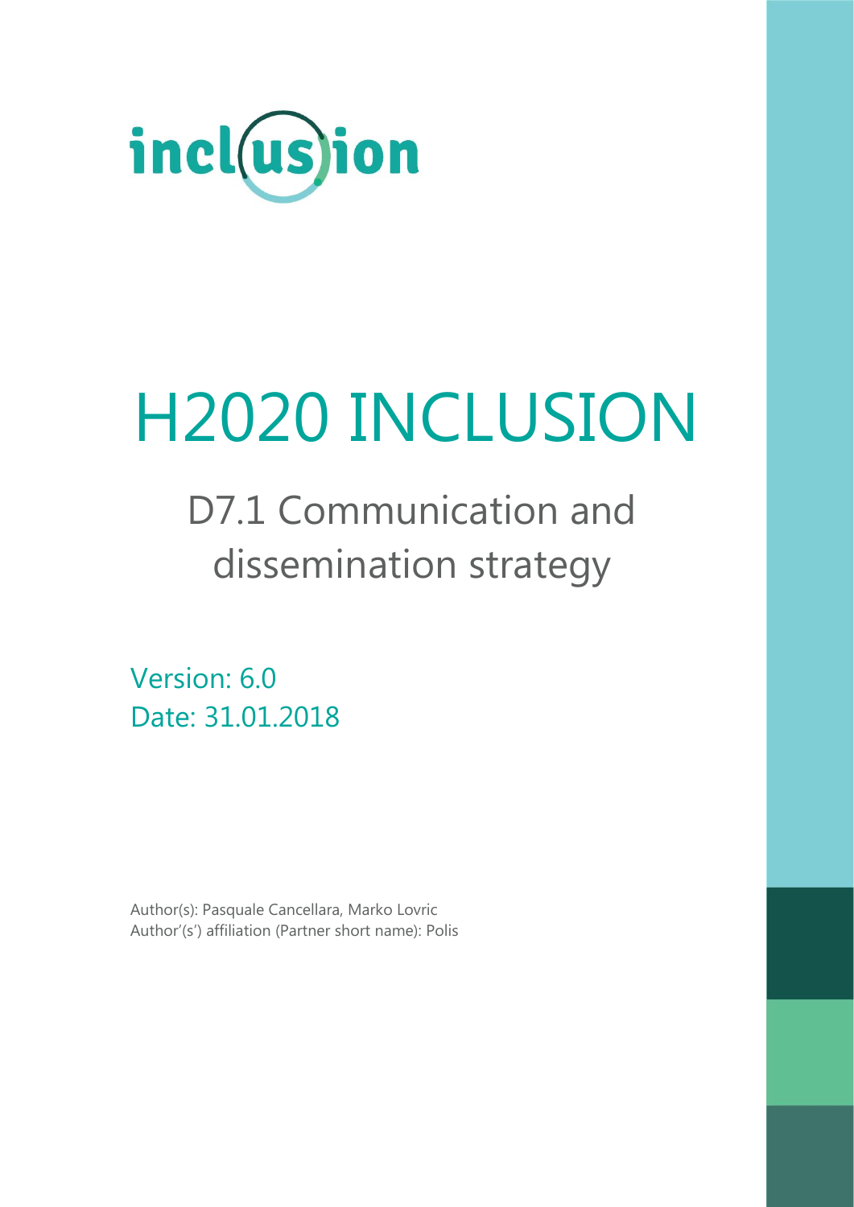inclusion

# H2020 INCLUSION

## D7.1 Communication and dissemination strategy

Version: 6.0
Date: 31.01.2018

Author(s): Pasquale Cancellara, Marko Lovric
Author'(s') affiliation (Partner short name): Polis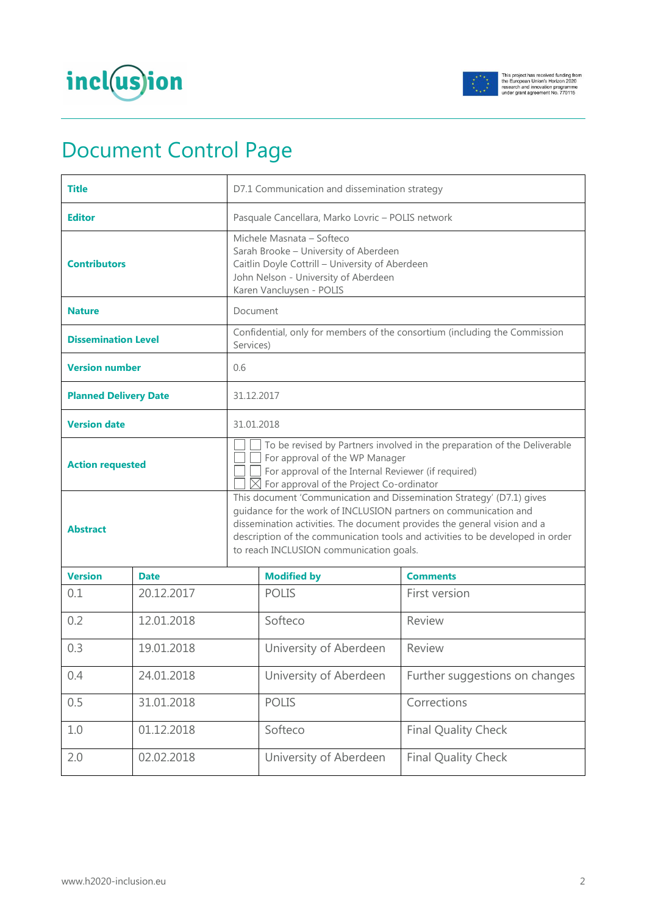# Document Control Page

| Title | D7.1 Communication and dissemination strategy |
|---|---|
| Editor | Pasquale Cancellara, Marko Lovric – POLIS network |
| Contributors | Michele Masnata – Softeco<br>Sarah Brooke – University of Aberdeen<br>Caitlin Doyle Cottrill – University of Aberdeen<br>John Nelson - University of Aberdeen<br>Karen Vancluysen - POLIS |
| Nature | Document |
| Dissemination Level | Confidential, only for members of the consortium (including the Commission Services) |
| Version number | 0.6 |
| Planned Delivery Date | 31.12.2017 |
| Version date | 31.01.2018 |
| Action requested | ☐ To be revised by Partners involved in the preparation of the Deliverable<br>☐ For approval of the WP Manager<br>☐ For approval of the Internal Reviewer (if required)<br>☒ For approval of the Project Co-ordinator |
| Abstract | This document 'Communication and Dissemination Strategy' (D7.1) gives guidance for the work of INCLUSION partners on communication and dissemination activities. The document provides the general vision and a description of the communication tools and activities to be developed in order to reach INCLUSION communication goals. |

| Version | Date | Modified by | Comments |
|---|---|---|---|
| 0.1 | 20.12.2017 | POLIS | First version |
| 0.2 | 12.01.2018 | Softeco | Review |
| 0.3 | 19.01.2018 | University of Aberdeen | Review |
| 0.4 | 24.01.2018 | University of Aberdeen | Further suggestions on changes |
| 0.5 | 31.01.2018 | POLIS | Corrections |
| 1.0 | 01.12.2018 | Softeco | Final Quality Check |
| 2.0 | 02.02.2018 | University of Aberdeen | Final Quality Check |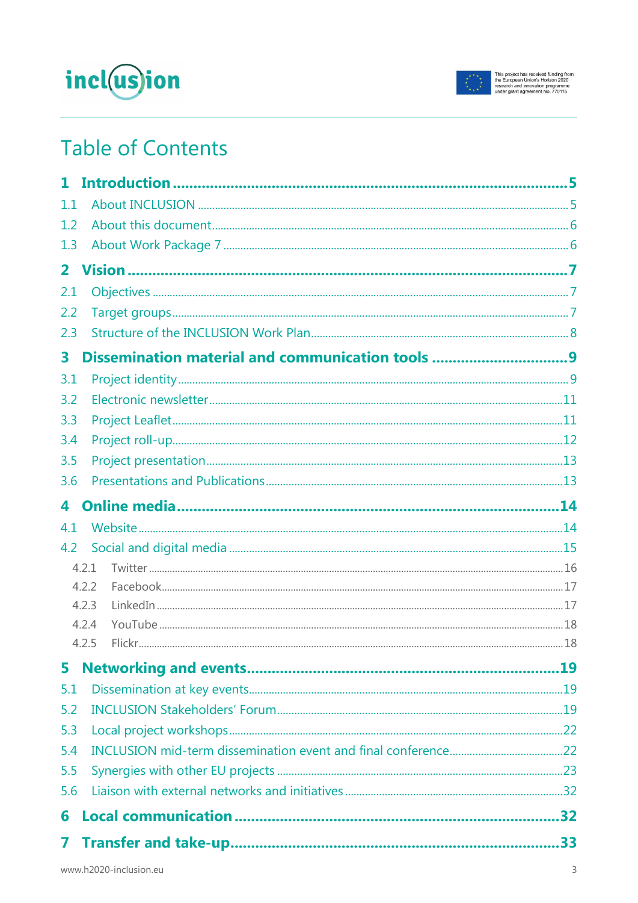# Table of Contents

**1 Introduction ... 5**

1.1 About INCLUSION ... 5

1.2 About this document ... 6

1.3 About Work Package 7 ... 6

**2 Vision ... 7**

2.1 Objectives ... 7

2.2 Target groups ... 7

2.3 Structure of the INCLUSION Work Plan ... 8

**3 Dissemination material and communication tools ... 9**

3.1 Project identity ... 9

3.2 Electronic newsletter ... 11

3.3 Project Leaflet ... 11

3.4 Project roll-up ... 12

3.5 Project presentation ... 13

3.6 Presentations and Publications ... 13

**4 Online media ... 14**

4.1 Website ... 14

4.2 Social and digital media ... 15

4.2.1 Twitter ... 16

4.2.2 Facebook ... 17

4.2.3 LinkedIn ... 17

4.2.4 YouTube ... 18

4.2.5 Flickr ... 18

**5 Networking and events ... 19**

5.1 Dissemination at key events ... 19

5.2 INCLUSION Stakeholders' Forum ... 19

5.3 Local project workshops ... 22

5.4 INCLUSION mid-term dissemination event and final conference ... 22

5.5 Synergies with other EU projects ... 23

5.6 Liaison with external networks and initiatives ... 32

**6 Local communication ... 32**

**7 Transfer and take-up ... 33**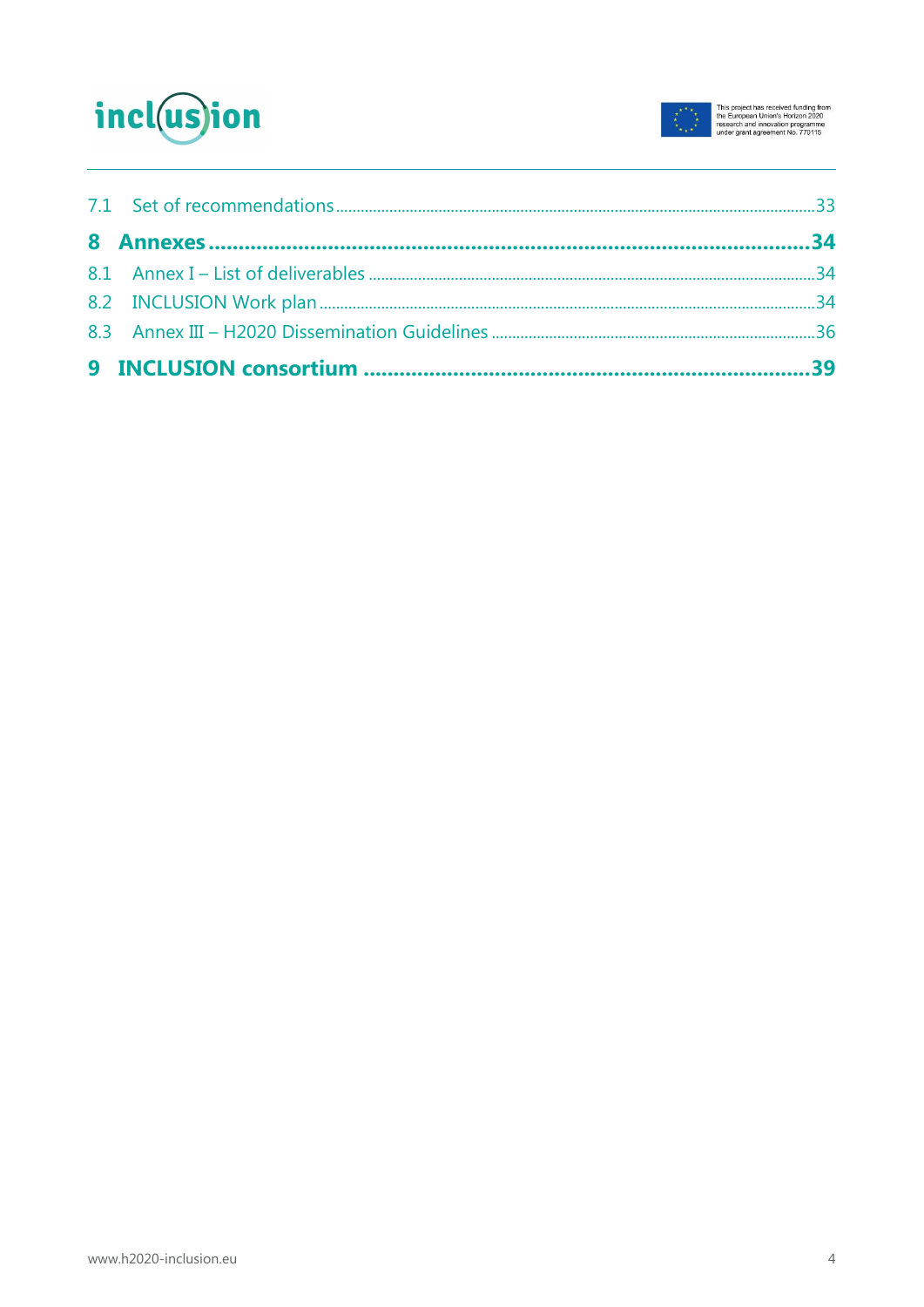7.1 Set of recommendations ..........33

**8 Annexes ..........34**

8.1 Annex I – List of deliverables ..........34

8.2 INCLUSION Work plan ..........34

8.3 Annex III – H2020 Dissemination Guidelines ..........36

**9 INCLUSION consortium ..........39**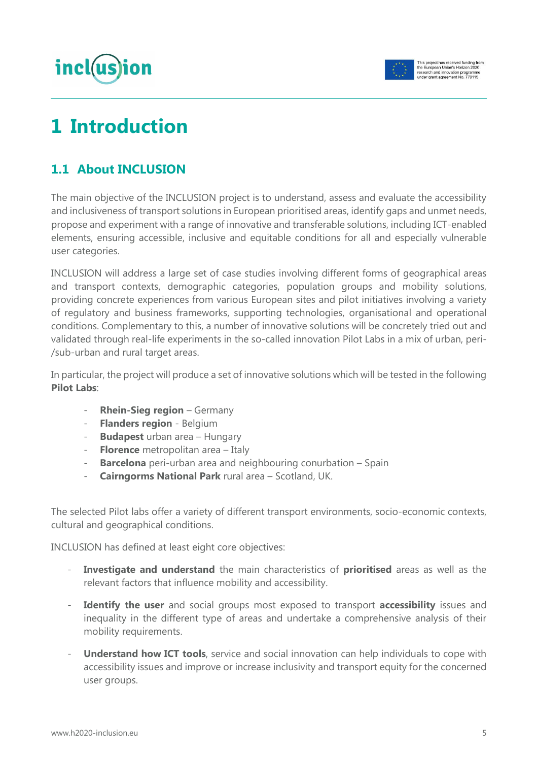# 1 Introduction

## 1.1 About INCLUSION

The main objective of the INCLUSION project is to understand, assess and evaluate the accessibility and inclusiveness of transport solutions in European prioritised areas, identify gaps and unmet needs, propose and experiment with a range of innovative and transferable solutions, including ICT-enabled elements, ensuring accessible, inclusive and equitable conditions for all and especially vulnerable user categories.

INCLUSION will address a large set of case studies involving different forms of geographical areas and transport contexts, demographic categories, population groups and mobility solutions, providing concrete experiences from various European sites and pilot initiatives involving a variety of regulatory and business frameworks, supporting technologies, organisational and operational conditions. Complementary to this, a number of innovative solutions will be concretely tried out and validated through real-life experiments in the so-called innovation Pilot Labs in a mix of urban, peri-/sub-urban and rural target areas.

In particular, the project will produce a set of innovative solutions which will be tested in the following **Pilot Labs**:

- **Rhein-Sieg region** – Germany
- **Flanders region** - Belgium
- **Budapest** urban area – Hungary
- **Florence** metropolitan area – Italy
- **Barcelona** peri-urban area and neighbouring conurbation – Spain
- **Cairngorms National Park** rural area – Scotland, UK.

The selected Pilot labs offer a variety of different transport environments, socio-economic contexts, cultural and geographical conditions.

INCLUSION has defined at least eight core objectives:

- **Investigate and understand** the main characteristics of **prioritised** areas as well as the relevant factors that influence mobility and accessibility.
- **Identify the user** and social groups most exposed to transport **accessibility** issues and inequality in the different type of areas and undertake a comprehensive analysis of their mobility requirements.
- **Understand how ICT tools**, service and social innovation can help individuals to cope with accessibility issues and improve or increase inclusivity and transport equity for the concerned user groups.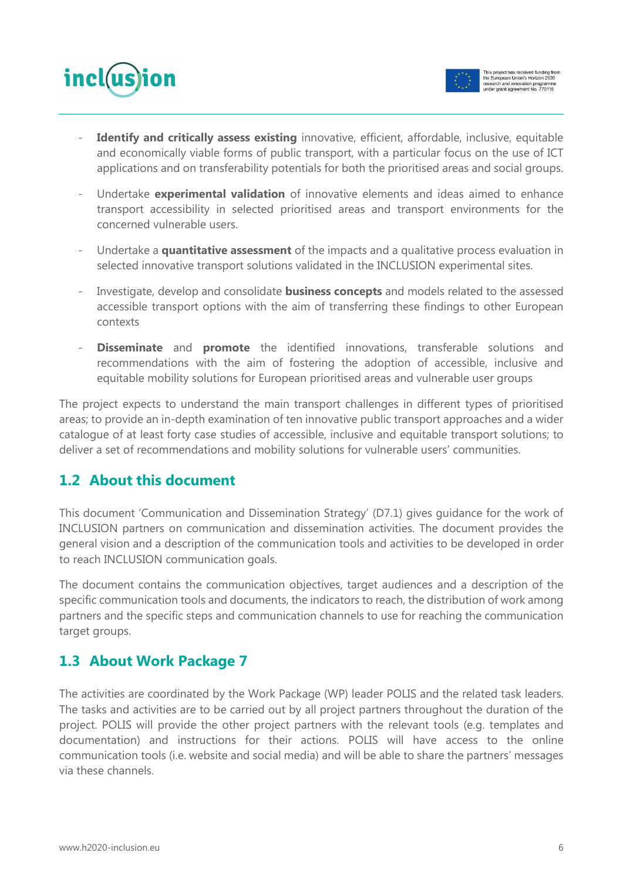- **Identify and critically assess existing** innovative, efficient, affordable, inclusive, equitable and economically viable forms of public transport, with a particular focus on the use of ICT applications and on transferability potentials for both the prioritised areas and social groups.
- Undertake **experimental validation** of innovative elements and ideas aimed to enhance transport accessibility in selected prioritised areas and transport environments for the concerned vulnerable users.
- Undertake a **quantitative assessment** of the impacts and a qualitative process evaluation in selected innovative transport solutions validated in the INCLUSION experimental sites.
- Investigate, develop and consolidate **business concepts** and models related to the assessed accessible transport options with the aim of transferring these findings to other European contexts
- **Disseminate** and **promote** the identified innovations, transferable solutions and recommendations with the aim of fostering the adoption of accessible, inclusive and equitable mobility solutions for European prioritised areas and vulnerable user groups

The project expects to understand the main transport challenges in different types of prioritised areas; to provide an in-depth examination of ten innovative public transport approaches and a wider catalogue of at least forty case studies of accessible, inclusive and equitable transport solutions; to deliver a set of recommendations and mobility solutions for vulnerable users' communities.

## 1.2 About this document

This document 'Communication and Dissemination Strategy' (D7.1) gives guidance for the work of INCLUSION partners on communication and dissemination activities. The document provides the general vision and a description of the communication tools and activities to be developed in order to reach INCLUSION communication goals.

The document contains the communication objectives, target audiences and a description of the specific communication tools and documents, the indicators to reach, the distribution of work among partners and the specific steps and communication channels to use for reaching the communication target groups.

## 1.3 About Work Package 7

The activities are coordinated by the Work Package (WP) leader POLIS and the related task leaders. The tasks and activities are to be carried out by all project partners throughout the duration of the project. POLIS will provide the other project partners with the relevant tools (e.g. templates and documentation) and instructions for their actions. POLIS will have access to the online communication tools (i.e. website and social media) and will be able to share the partners' messages via these channels.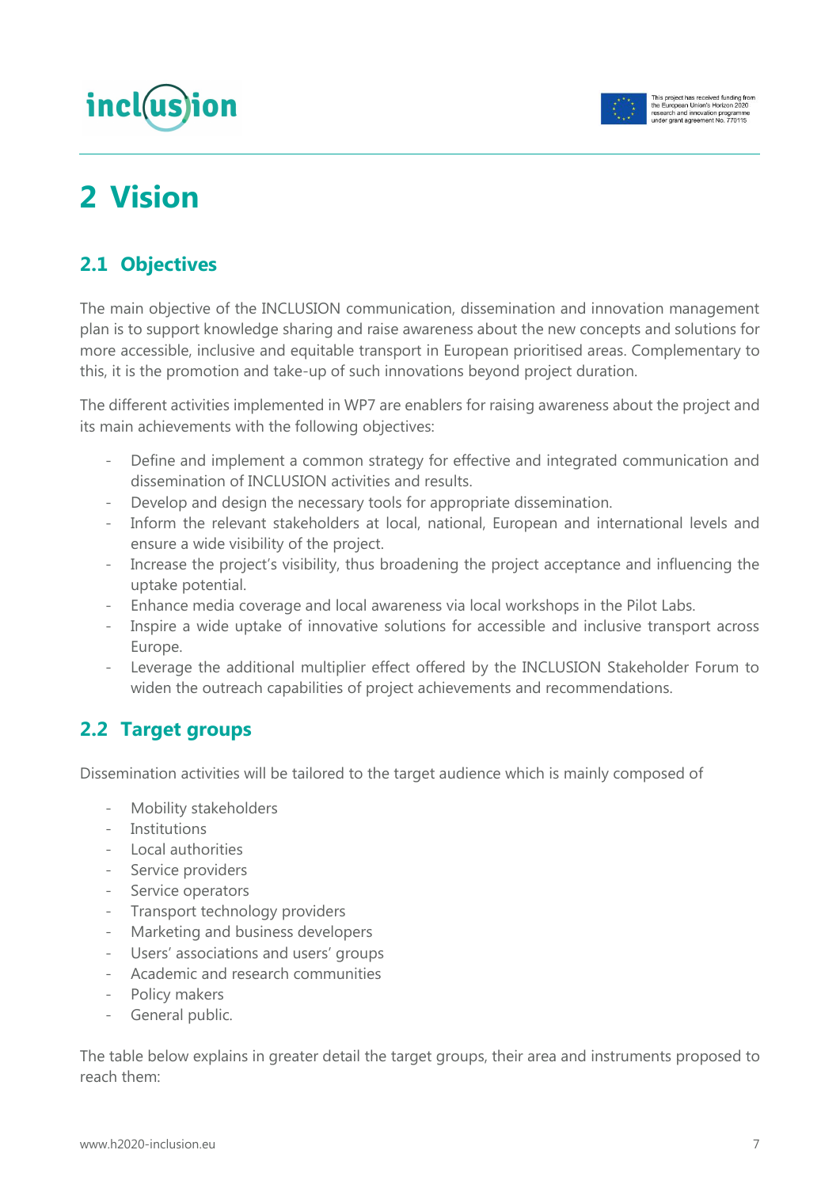# 2 Vision

## 2.1 Objectives

The main objective of the INCLUSION communication, dissemination and innovation management plan is to support knowledge sharing and raise awareness about the new concepts and solutions for more accessible, inclusive and equitable transport in European prioritised areas. Complementary to this, it is the promotion and take-up of such innovations beyond project duration.

The different activities implemented in WP7 are enablers for raising awareness about the project and its main achievements with the following objectives:

- Define and implement a common strategy for effective and integrated communication and dissemination of INCLUSION activities and results.
- Develop and design the necessary tools for appropriate dissemination.
- Inform the relevant stakeholders at local, national, European and international levels and ensure a wide visibility of the project.
- Increase the project's visibility, thus broadening the project acceptance and influencing the uptake potential.
- Enhance media coverage and local awareness via local workshops in the Pilot Labs.
- Inspire a wide uptake of innovative solutions for accessible and inclusive transport across Europe.
- Leverage the additional multiplier effect offered by the INCLUSION Stakeholder Forum to widen the outreach capabilities of project achievements and recommendations.

## 2.2 Target groups

Dissemination activities will be tailored to the target audience which is mainly composed of

- Mobility stakeholders
- Institutions
- Local authorities
- Service providers
- Service operators
- Transport technology providers
- Marketing and business developers
- Users' associations and users' groups
- Academic and research communities
- Policy makers
- General public.

The table below explains in greater detail the target groups, their area and instruments proposed to reach them: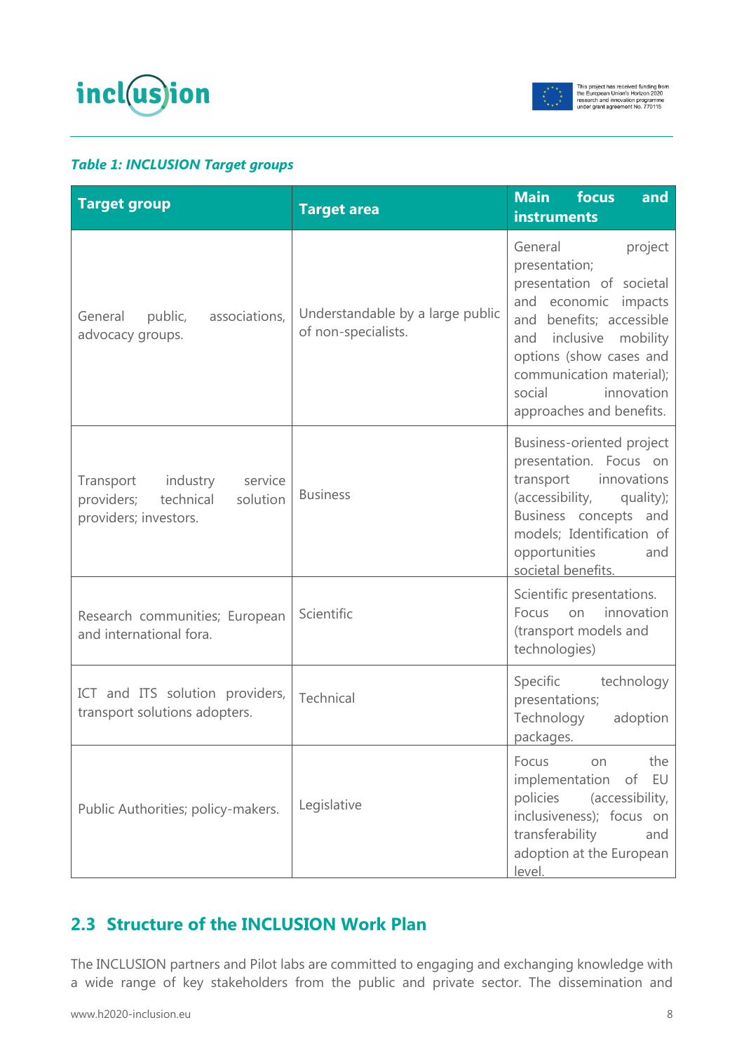*Table 1: INCLUSION Target groups*

| Target group | Target area | Main focus and instruments |
|---|---|---|
| General public, associations, advocacy groups. | Understandable by a large public of non-specialists. | General project presentation; presentation of societal and economic impacts and benefits; accessible and inclusive mobility options (show cases and communication material); social innovation approaches and benefits. |
| Transport industry service providers; technical solution providers; investors. | Business | Business-oriented project presentation. Focus on transport innovations (accessibility, quality); Business concepts and models; Identification of opportunities and societal benefits. |
| Research communities; European and international fora. | Scientific | Scientific presentations. Focus on innovation (transport models and technologies) |
| ICT and ITS solution providers, transport solutions adopters. | Technical | Specific technology presentations; Technology adoption packages. |
| Public Authorities; policy-makers. | Legislative | Focus on the implementation of EU policies (accessibility, inclusiveness); focus on transferability and adoption at the European level. |

## 2.3 Structure of the INCLUSION Work Plan

The INCLUSION partners and Pilot labs are committed to engaging and exchanging knowledge with a wide range of key stakeholders from the public and private sector. The dissemination and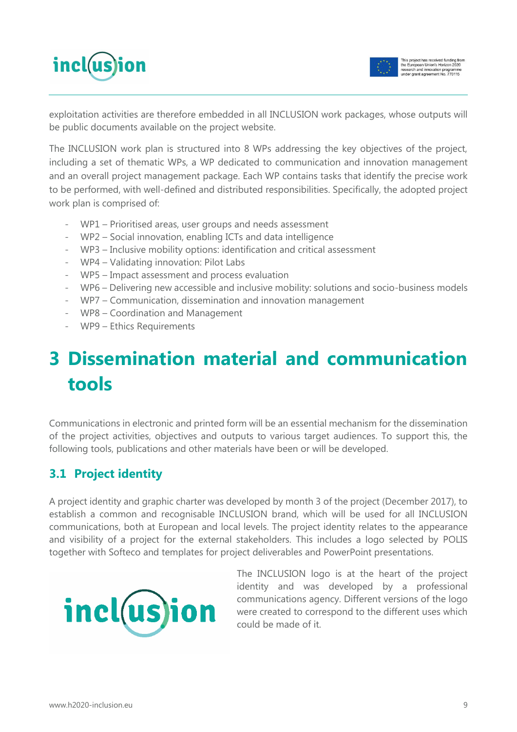exploitation activities are therefore embedded in all INCLUSION work packages, whose outputs will be public documents available on the project website.

The INCLUSION work plan is structured into 8 WPs addressing the key objectives of the project, including a set of thematic WPs, a WP dedicated to communication and innovation management and an overall project management package. Each WP contains tasks that identify the precise work to be performed, with well-defined and distributed responsibilities. Specifically, the adopted project work plan is comprised of:

- WP1 – Prioritised areas, user groups and needs assessment
- WP2 – Social innovation, enabling ICTs and data intelligence
- WP3 – Inclusive mobility options: identification and critical assessment
- WP4 – Validating innovation: Pilot Labs
- WP5 – Impact assessment and process evaluation
- WP6 – Delivering new accessible and inclusive mobility: solutions and socio-business models
- WP7 – Communication, dissemination and innovation management
- WP8 – Coordination and Management
- WP9 – Ethics Requirements

# 3 Dissemination material and communication tools

Communications in electronic and printed form will be an essential mechanism for the dissemination of the project activities, objectives and outputs to various target audiences. To support this, the following tools, publications and other materials have been or will be developed.

## 3.1 Project identity

A project identity and graphic charter was developed by month 3 of the project (December 2017), to establish a common and recognisable INCLUSION brand, which will be used for all INCLUSION communications, both at European and local levels. The project identity relates to the appearance and visibility of a project for the external stakeholders. This includes a logo selected by POLIS together with Softeco and templates for project deliverables and PowerPoint presentations.

The INCLUSION logo is at the heart of the project identity and was developed by a professional communications agency. Different versions of the logo were created to correspond to the different uses which could be made of it.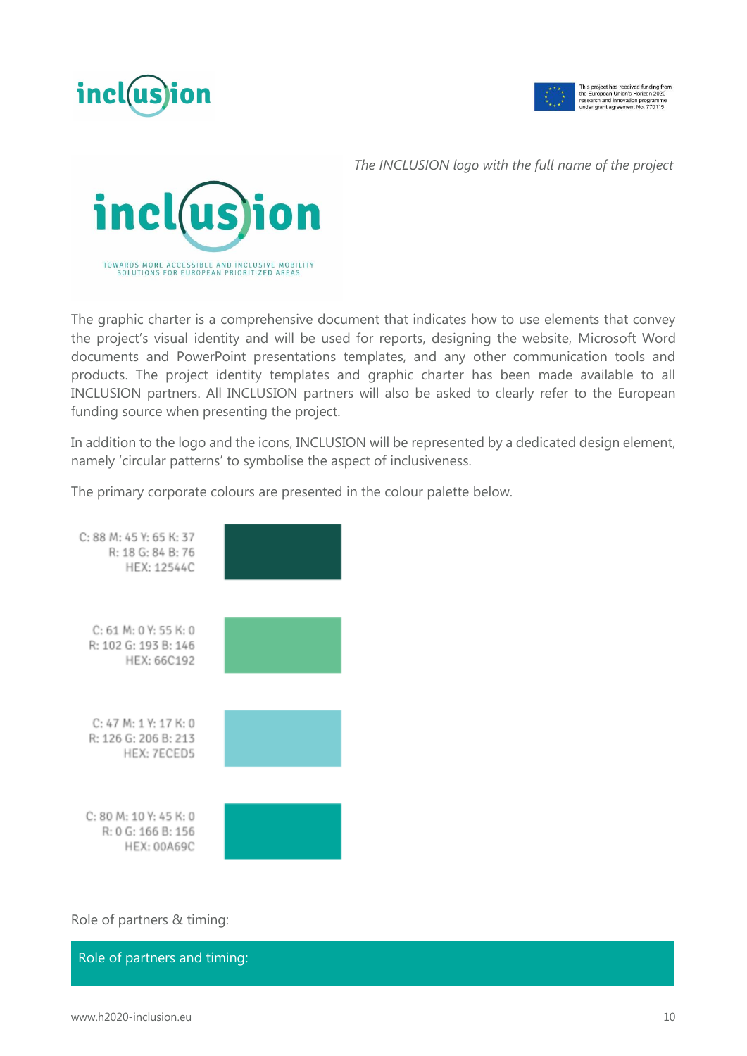*The INCLUSION logo with the full name of the project*

TOWARDS MORE ACCESSIBLE AND INCLUSIVE MOBILITY SOLUTIONS FOR EUROPEAN PRIORITIZED AREAS

The graphic charter is a comprehensive document that indicates how to use elements that convey the project's visual identity and will be used for reports, designing the website, Microsoft Word documents and PowerPoint presentations templates, and any other communication tools and products. The project identity templates and graphic charter has been made available to all INCLUSION partners. All INCLUSION partners will also be asked to clearly refer to the European funding source when presenting the project.

In addition to the logo and the icons, INCLUSION will be represented by a dedicated design element, namely 'circular patterns' to symbolise the aspect of inclusiveness.

The primary corporate colours are presented in the colour palette below.

C: 88 M: 45 Y: 65 K: 37
R: 18 G: 84 B: 76
HEX: 12544C

C: 61 M: 0 Y: 55 K: 0
R: 102 G: 193 B: 146
HEX: 66C192

C: 47 M: 1 Y: 17 K: 0
R: 126 G: 206 B: 213
HEX: 7ECED5

C: 80 M: 10 Y: 45 K: 0
R: 0 G: 166 B: 156
HEX: 00A69C

Role of partners & timing:

| Role of partners and timing: |
|---|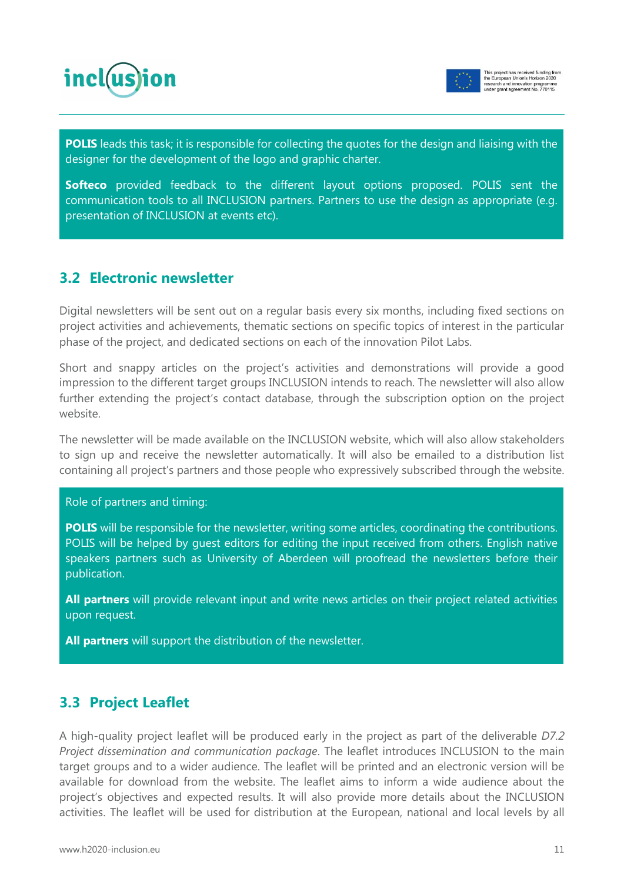**POLIS** leads this task; it is responsible for collecting the quotes for the design and liaising with the designer for the development of the logo and graphic charter.

**Softeco** provided feedback to the different layout options proposed. POLIS sent the communication tools to all INCLUSION partners. Partners to use the design as appropriate (e.g. presentation of INCLUSION at events etc).

## 3.2 Electronic newsletter

Digital newsletters will be sent out on a regular basis every six months, including fixed sections on project activities and achievements, thematic sections on specific topics of interest in the particular phase of the project, and dedicated sections on each of the innovation Pilot Labs.

Short and snappy articles on the project's activities and demonstrations will provide a good impression to the different target groups INCLUSION intends to reach. The newsletter will also allow further extending the project's contact database, through the subscription option on the project website.

The newsletter will be made available on the INCLUSION website, which will also allow stakeholders to sign up and receive the newsletter automatically. It will also be emailed to a distribution list containing all project's partners and those people who expressively subscribed through the website.

Role of partners and timing:

**POLIS** will be responsible for the newsletter, writing some articles, coordinating the contributions. POLIS will be helped by guest editors for editing the input received from others. English native speakers partners such as University of Aberdeen will proofread the newsletters before their publication.

**All partners** will provide relevant input and write news articles on their project related activities upon request.

**All partners** will support the distribution of the newsletter.

## 3.3 Project Leaflet

A high-quality project leaflet will be produced early in the project as part of the deliverable *D7.2 Project dissemination and communication package*. The leaflet introduces INCLUSION to the main target groups and to a wider audience. The leaflet will be printed and an electronic version will be available for download from the website. The leaflet aims to inform a wide audience about the project's objectives and expected results. It will also provide more details about the INCLUSION activities. The leaflet will be used for distribution at the European, national and local levels by all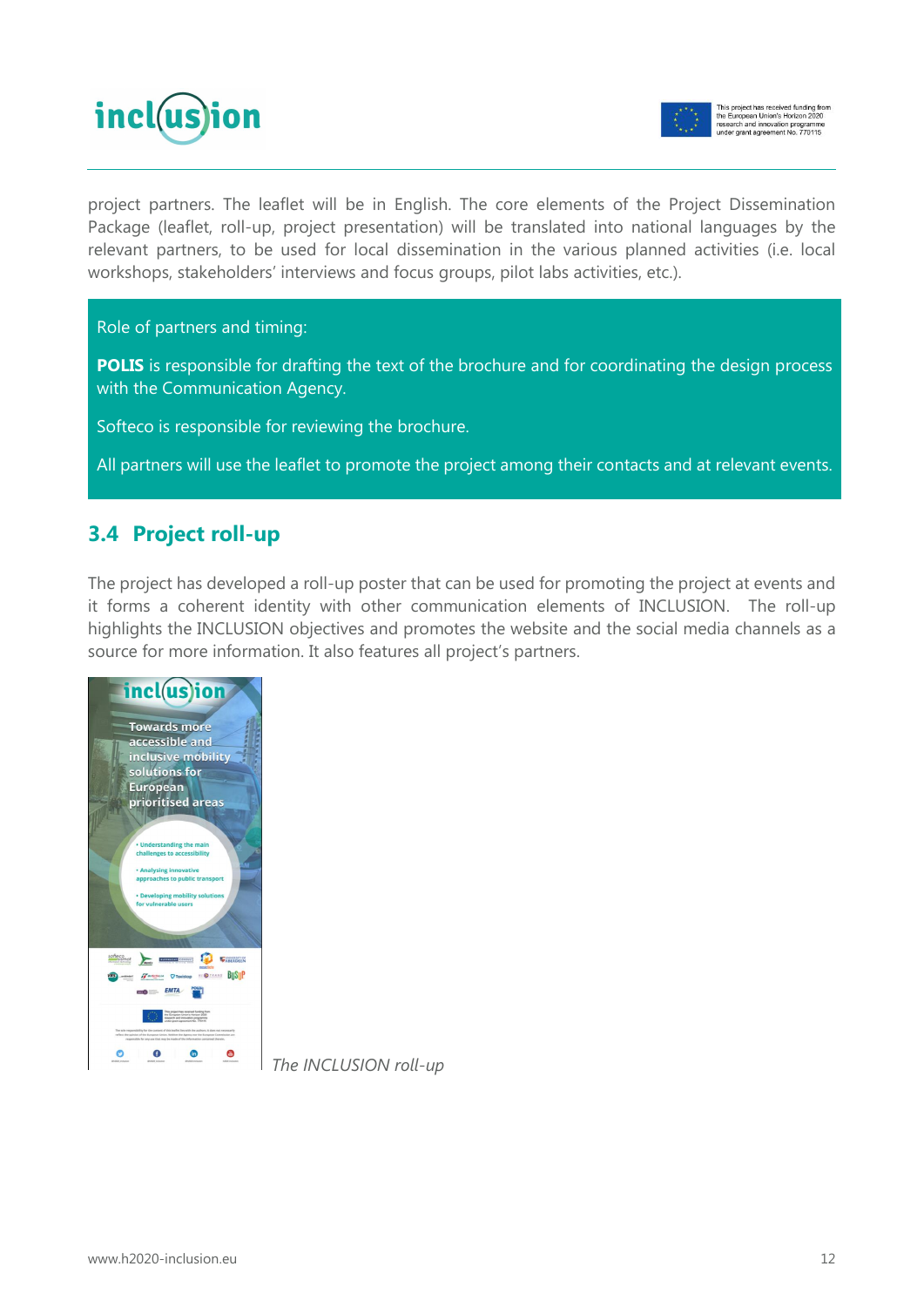project partners. The leaflet will be in English. The core elements of the Project Dissemination Package (leaflet, roll-up, project presentation) will be translated into national languages by the relevant partners, to be used for local dissemination in the various planned activities (i.e. local workshops, stakeholders' interviews and focus groups, pilot labs activities, etc.).

Role of partners and timing:

**POLIS** is responsible for drafting the text of the brochure and for coordinating the design process with the Communication Agency.

Softeco is responsible for reviewing the brochure.

All partners will use the leaflet to promote the project among their contacts and at relevant events.

## 3.4 Project roll-up

The project has developed a roll-up poster that can be used for promoting the project at events and it forms a coherent identity with other communication elements of INCLUSION. The roll-up highlights the INCLUSION objectives and promotes the website and the social media channels as a source for more information. It also features all project's partners.

*The INCLUSION roll-up*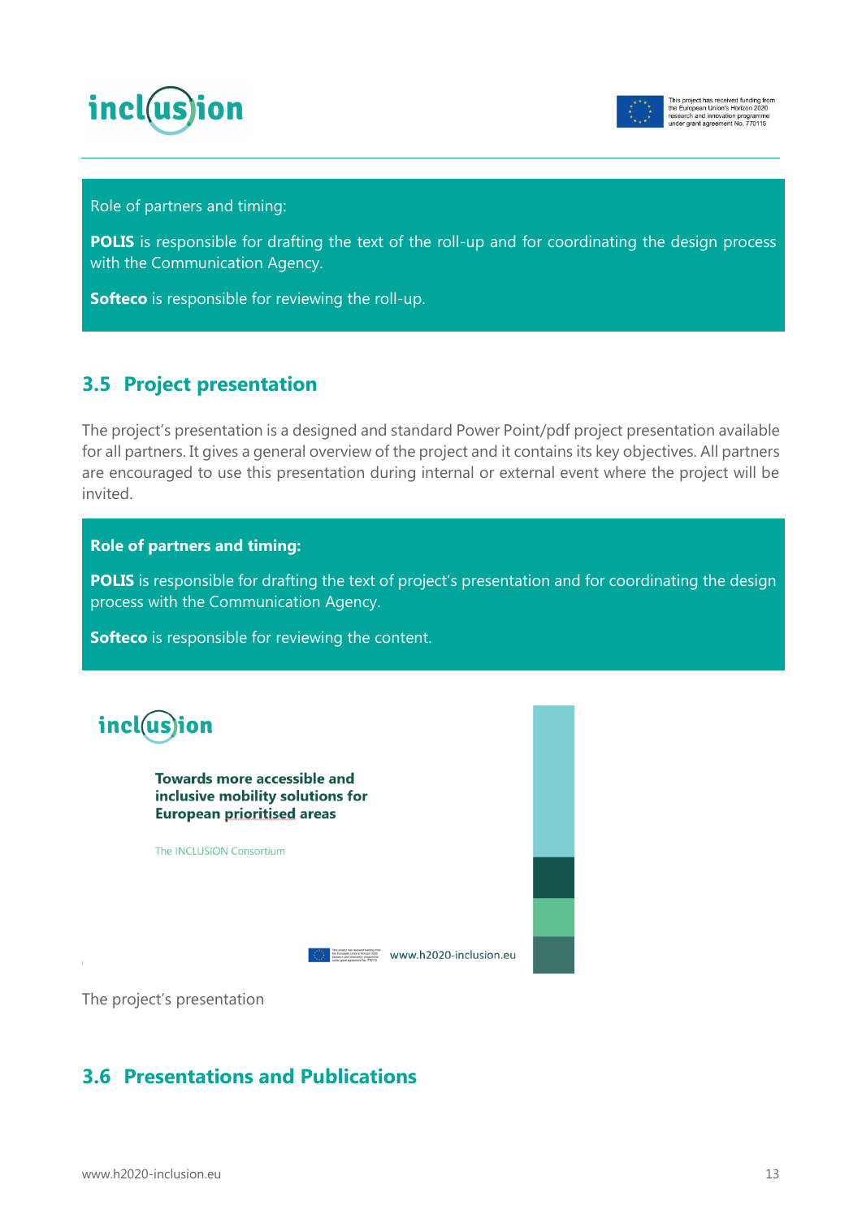Role of partners and timing:

**POLIS** is responsible for drafting the text of the roll-up and for coordinating the design process with the Communication Agency.

**Softeco** is responsible for reviewing the roll-up.

## 3.5 Project presentation

The project's presentation is a designed and standard Power Point/pdf project presentation available for all partners. It gives a general overview of the project and it contains its key objectives. All partners are encouraged to use this presentation during internal or external event where the project will be invited.

**Role of partners and timing:**

**POLIS** is responsible for drafting the text of project's presentation and for coordinating the design process with the Communication Agency.

**Softeco** is responsible for reviewing the content.

inclusion

**Towards more accessible and inclusive mobility solutions for European prioritised areas**

The INCLUSION Consortium

www.h2020-inclusion.eu

The project's presentation

## 3.6 Presentations and Publications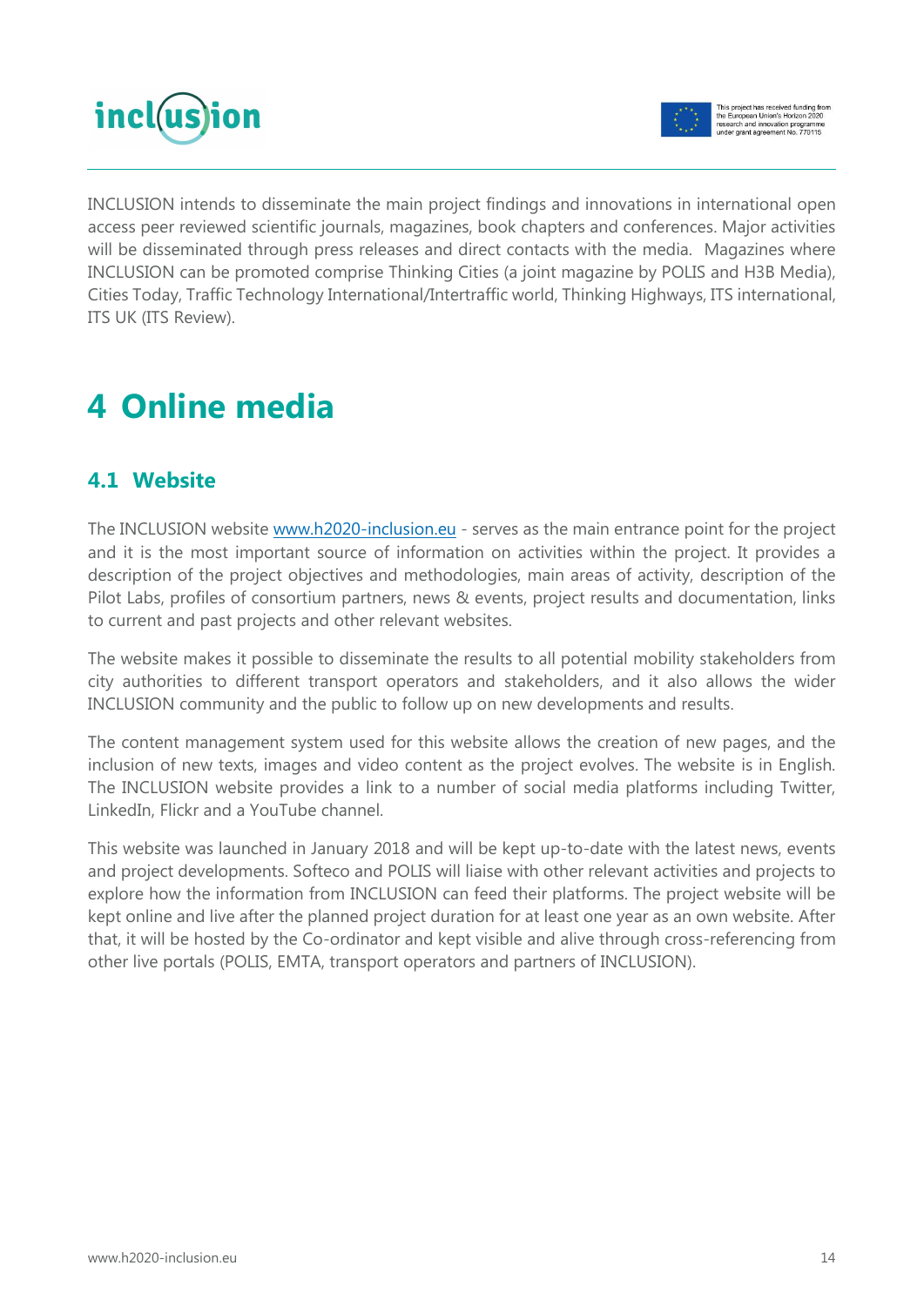INCLUSION intends to disseminate the main project findings and innovations in international open access peer reviewed scientific journals, magazines, book chapters and conferences. Major activities will be disseminated through press releases and direct contacts with the media. Magazines where INCLUSION can be promoted comprise Thinking Cities (a joint magazine by POLIS and H3B Media), Cities Today, Traffic Technology International/Intertraffic world, Thinking Highways, ITS international, ITS UK (ITS Review).

# 4 Online media

## 4.1 Website

The INCLUSION website [www.h2020-inclusion.eu](http://www.h2020-inclusion.eu) - serves as the main entrance point for the project and it is the most important source of information on activities within the project. It provides a description of the project objectives and methodologies, main areas of activity, description of the Pilot Labs, profiles of consortium partners, news & events, project results and documentation, links to current and past projects and other relevant websites.

The website makes it possible to disseminate the results to all potential mobility stakeholders from city authorities to different transport operators and stakeholders, and it also allows the wider INCLUSION community and the public to follow up on new developments and results.

The content management system used for this website allows the creation of new pages, and the inclusion of new texts, images and video content as the project evolves. The website is in English. The INCLUSION website provides a link to a number of social media platforms including Twitter, LinkedIn, Flickr and a YouTube channel.

This website was launched in January 2018 and will be kept up-to-date with the latest news, events and project developments. Softeco and POLIS will liaise with other relevant activities and projects to explore how the information from INCLUSION can feed their platforms. The project website will be kept online and live after the planned project duration for at least one year as an own website. After that, it will be hosted by the Co-ordinator and kept visible and alive through cross-referencing from other live portals (POLIS, EMTA, transport operators and partners of INCLUSION).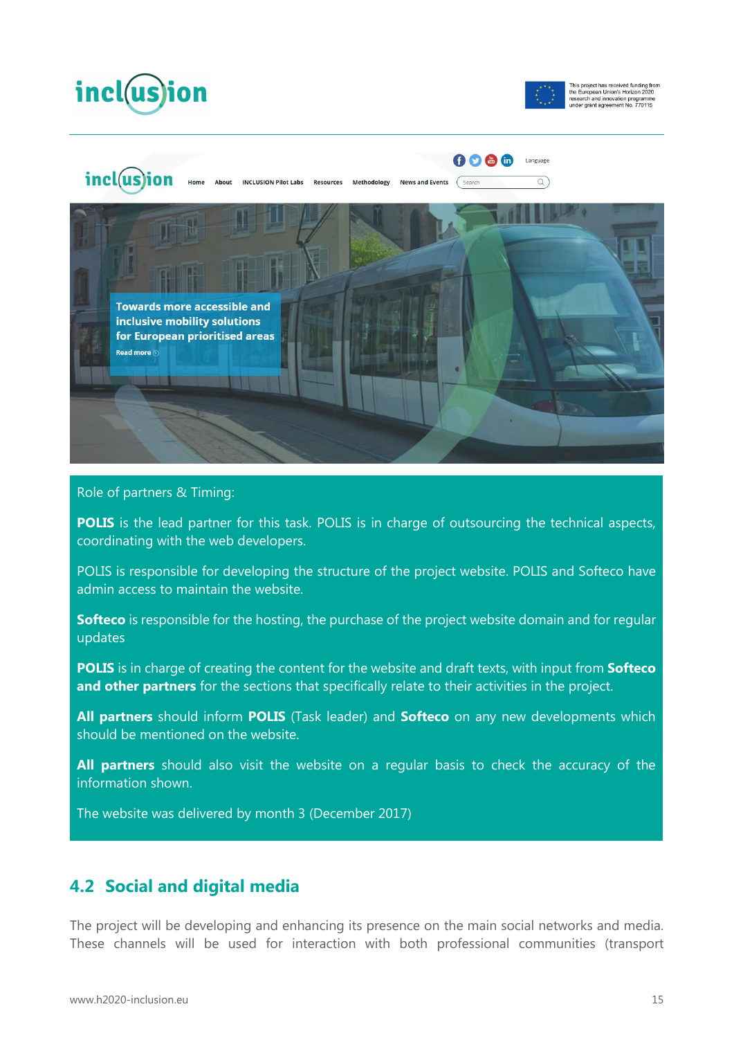Role of partners & Timing:

**POLIS** is the lead partner for this task. POLIS is in charge of outsourcing the technical aspects, coordinating with the web developers.

POLIS is responsible for developing the structure of the project website. POLIS and Softeco have admin access to maintain the website.

**Softeco** is responsible for the hosting, the purchase of the project website domain and for regular updates

**POLIS** is in charge of creating the content for the website and draft texts, with input from **Softeco and other partners** for the sections that specifically relate to their activities in the project.

**All partners** should inform **POLIS** (Task leader) and **Softeco** on any new developments which should be mentioned on the website.

**All partners** should also visit the website on a regular basis to check the accuracy of the information shown.

The website was delivered by month 3 (December 2017)

## 4.2 Social and digital media

The project will be developing and enhancing its presence on the main social networks and media. These channels will be used for interaction with both professional communities (transport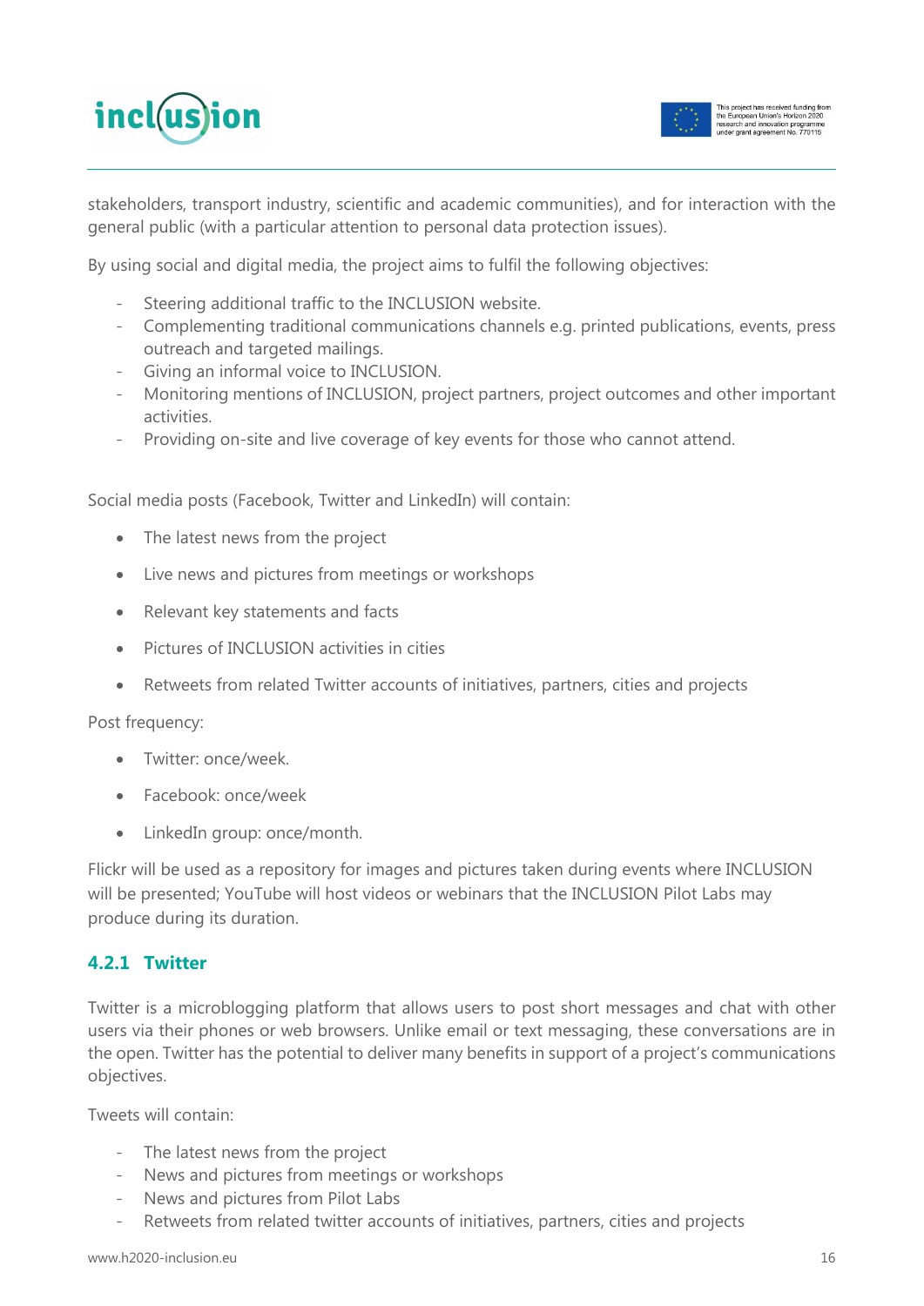stakeholders, transport industry, scientific and academic communities), and for interaction with the general public (with a particular attention to personal data protection issues).

By using social and digital media, the project aims to fulfil the following objectives:

- Steering additional traffic to the INCLUSION website.
- Complementing traditional communications channels e.g. printed publications, events, press outreach and targeted mailings.
- Giving an informal voice to INCLUSION.
- Monitoring mentions of INCLUSION, project partners, project outcomes and other important activities.
- Providing on-site and live coverage of key events for those who cannot attend.

Social media posts (Facebook, Twitter and LinkedIn) will contain:

- The latest news from the project
- Live news and pictures from meetings or workshops
- Relevant key statements and facts
- Pictures of INCLUSION activities in cities
- Retweets from related Twitter accounts of initiatives, partners, cities and projects

Post frequency:

- Twitter: once/week.
- Facebook: once/week
- LinkedIn group: once/month.

Flickr will be used as a repository for images and pictures taken during events where INCLUSION will be presented; YouTube will host videos or webinars that the INCLUSION Pilot Labs may produce during its duration.

### 4.2.1 Twitter

Twitter is a microblogging platform that allows users to post short messages and chat with other users via their phones or web browsers. Unlike email or text messaging, these conversations are in the open. Twitter has the potential to deliver many benefits in support of a project's communications objectives.

Tweets will contain:

- The latest news from the project
- News and pictures from meetings or workshops
- News and pictures from Pilot Labs
- Retweets from related twitter accounts of initiatives, partners, cities and projects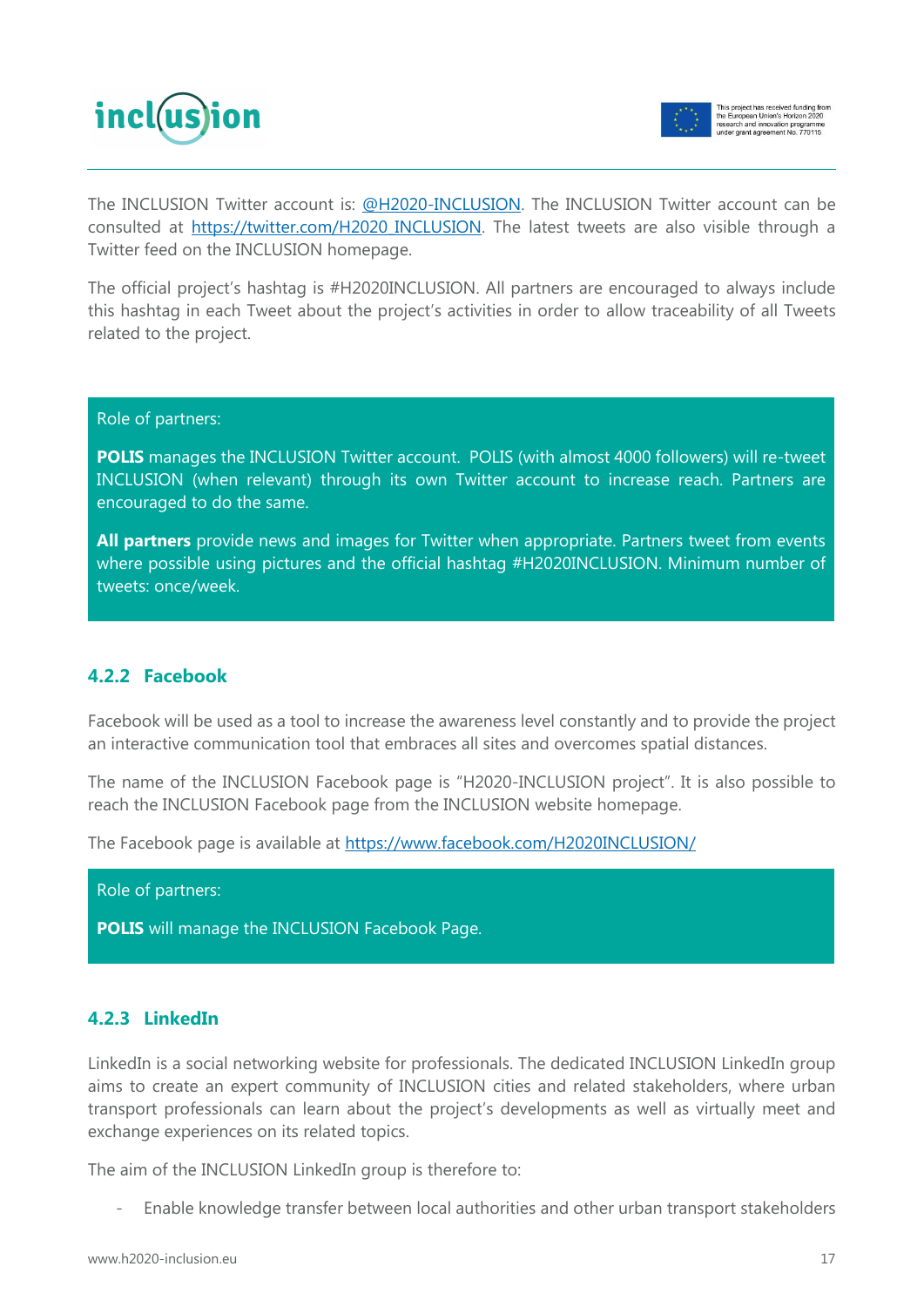The INCLUSION Twitter account is: @H2020-INCLUSION. The INCLUSION Twitter account can be consulted at https://twitter.com/H2020_INCLUSION. The latest tweets are also visible through a Twitter feed on the INCLUSION homepage.

The official project's hashtag is #H2020INCLUSION. All partners are encouraged to always include this hashtag in each Tweet about the project's activities in order to allow traceability of all Tweets related to the project.

> Role of partners:
>
> **POLIS** manages the INCLUSION Twitter account. POLIS (with almost 4000 followers) will re-tweet INCLUSION (when relevant) through its own Twitter account to increase reach. Partners are encouraged to do the same.
>
> **All partners** provide news and images for Twitter when appropriate. Partners tweet from events where possible using pictures and the official hashtag #H2020INCLUSION. Minimum number of tweets: once/week.

### 4.2.2 Facebook

Facebook will be used as a tool to increase the awareness level constantly and to provide the project an interactive communication tool that embraces all sites and overcomes spatial distances.

The name of the INCLUSION Facebook page is "H2020-INCLUSION project". It is also possible to reach the INCLUSION Facebook page from the INCLUSION website homepage.

The Facebook page is available at https://www.facebook.com/H2020INCLUSION/

> Role of partners:
>
> **POLIS** will manage the INCLUSION Facebook Page.

### 4.2.3 LinkedIn

LinkedIn is a social networking website for professionals. The dedicated INCLUSION LinkedIn group aims to create an expert community of INCLUSION cities and related stakeholders, where urban transport professionals can learn about the project's developments as well as virtually meet and exchange experiences on its related topics.

The aim of the INCLUSION LinkedIn group is therefore to:

- Enable knowledge transfer between local authorities and other urban transport stakeholders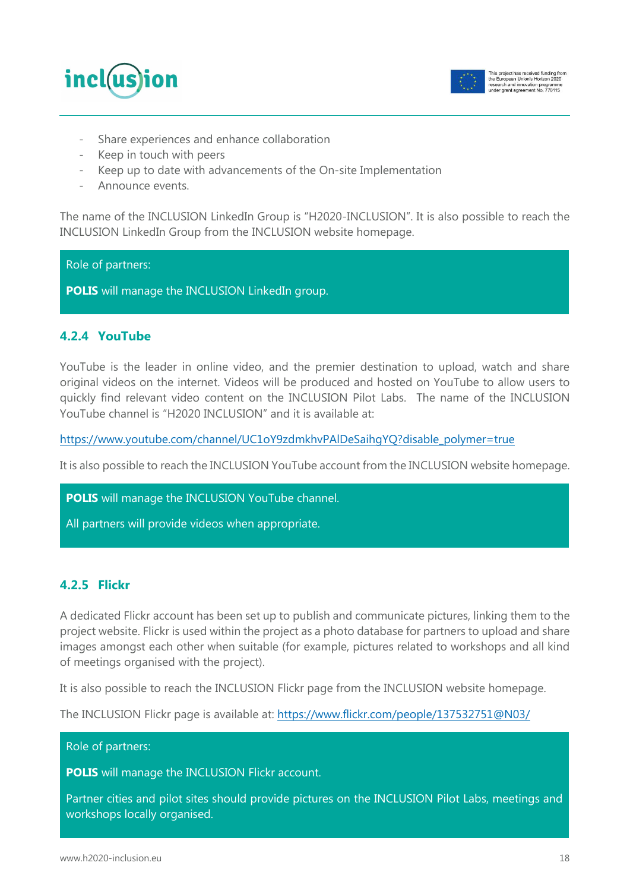- Share experiences and enhance collaboration
- Keep in touch with peers
- Keep up to date with advancements of the On-site Implementation
- Announce events.

The name of the INCLUSION LinkedIn Group is "H2020-INCLUSION". It is also possible to reach the INCLUSION LinkedIn Group from the INCLUSION website homepage.

> Role of partners:
>
> **POLIS** will manage the INCLUSION LinkedIn group.

### 4.2.4 YouTube

YouTube is the leader in online video, and the premier destination to upload, watch and share original videos on the internet. Videos will be produced and hosted on YouTube to allow users to quickly find relevant video content on the INCLUSION Pilot Labs. The name of the INCLUSION YouTube channel is "H2020 INCLUSION" and it is available at:

https://www.youtube.com/channel/UC1oY9zdmkhvPAlDeSaihgYQ?disable_polymer=true

It is also possible to reach the INCLUSION YouTube account from the INCLUSION website homepage.

> **POLIS** will manage the INCLUSION YouTube channel.
>
> All partners will provide videos when appropriate.

### 4.2.5 Flickr

A dedicated Flickr account has been set up to publish and communicate pictures, linking them to the project website. Flickr is used within the project as a photo database for partners to upload and share images amongst each other when suitable (for example, pictures related to workshops and all kind of meetings organised with the project).

It is also possible to reach the INCLUSION Flickr page from the INCLUSION website homepage.

The INCLUSION Flickr page is available at: https://www.flickr.com/people/137532751@N03/

> Role of partners:
>
> **POLIS** will manage the INCLUSION Flickr account.
>
> Partner cities and pilot sites should provide pictures on the INCLUSION Pilot Labs, meetings and workshops locally organised.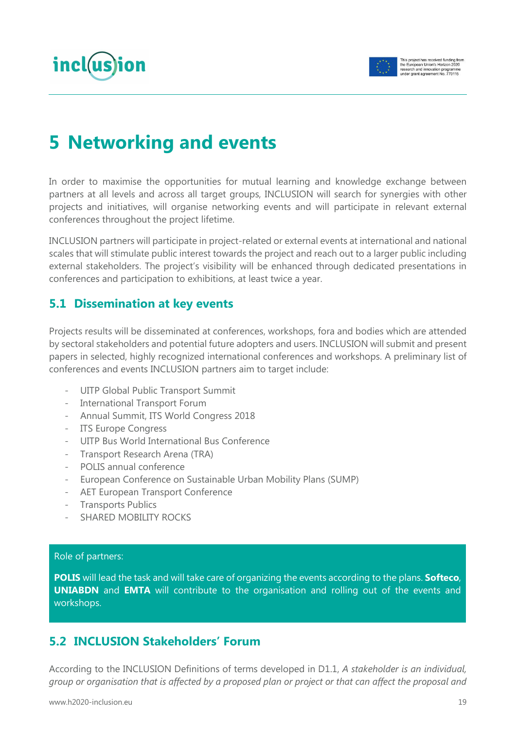# 5 Networking and events

In order to maximise the opportunities for mutual learning and knowledge exchange between partners at all levels and across all target groups, INCLUSION will search for synergies with other projects and initiatives, will organise networking events and will participate in relevant external conferences throughout the project lifetime.

INCLUSION partners will participate in project-related or external events at international and national scales that will stimulate public interest towards the project and reach out to a larger public including external stakeholders. The project's visibility will be enhanced through dedicated presentations in conferences and participation to exhibitions, at least twice a year.

## 5.1 Dissemination at key events

Projects results will be disseminated at conferences, workshops, fora and bodies which are attended by sectoral stakeholders and potential future adopters and users. INCLUSION will submit and present papers in selected, highly recognized international conferences and workshops. A preliminary list of conferences and events INCLUSION partners aim to target include:

- UITP Global Public Transport Summit
- International Transport Forum
- Annual Summit, ITS World Congress 2018
- ITS Europe Congress
- UITP Bus World International Bus Conference
- Transport Research Arena (TRA)
- POLIS annual conference
- European Conference on Sustainable Urban Mobility Plans (SUMP)
- AET European Transport Conference
- Transports Publics
- SHARED MOBILITY ROCKS

Role of partners:

**POLIS** will lead the task and will take care of organizing the events according to the plans. **Softeco**, **UNIABDN** and **EMTA** will contribute to the organisation and rolling out of the events and workshops.

## 5.2 INCLUSION Stakeholders' Forum

According to the INCLUSION Definitions of terms developed in D1.1, *A stakeholder is an individual, group or organisation that is affected by a proposed plan or project or that can affect the proposal and*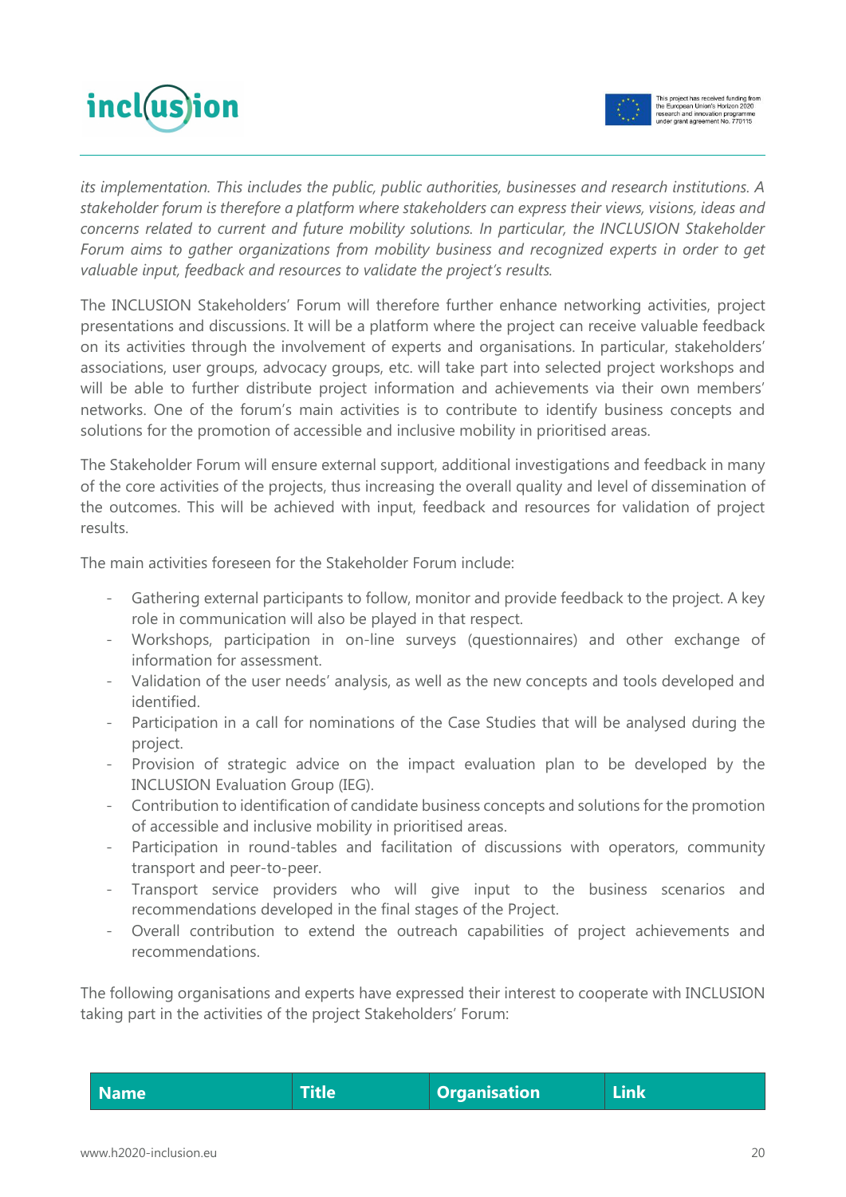*its implementation. This includes the public, public authorities, businesses and research institutions. A stakeholder forum is therefore a platform where stakeholders can express their views, visions, ideas and concerns related to current and future mobility solutions. In particular, the INCLUSION Stakeholder Forum aims to gather organizations from mobility business and recognized experts in order to get valuable input, feedback and resources to validate the project's results.*

The INCLUSION Stakeholders' Forum will therefore further enhance networking activities, project presentations and discussions. It will be a platform where the project can receive valuable feedback on its activities through the involvement of experts and organisations. In particular, stakeholders' associations, user groups, advocacy groups, etc. will take part into selected project workshops and will be able to further distribute project information and achievements via their own members' networks. One of the forum's main activities is to contribute to identify business concepts and solutions for the promotion of accessible and inclusive mobility in prioritised areas.

The Stakeholder Forum will ensure external support, additional investigations and feedback in many of the core activities of the projects, thus increasing the overall quality and level of dissemination of the outcomes. This will be achieved with input, feedback and resources for validation of project results.

The main activities foreseen for the Stakeholder Forum include:

- Gathering external participants to follow, monitor and provide feedback to the project. A key role in communication will also be played in that respect.
- Workshops, participation in on-line surveys (questionnaires) and other exchange of information for assessment.
- Validation of the user needs' analysis, as well as the new concepts and tools developed and identified.
- Participation in a call for nominations of the Case Studies that will be analysed during the project.
- Provision of strategic advice on the impact evaluation plan to be developed by the INCLUSION Evaluation Group (IEG).
- Contribution to identification of candidate business concepts and solutions for the promotion of accessible and inclusive mobility in prioritised areas.
- Participation in round-tables and facilitation of discussions with operators, community transport and peer-to-peer.
- Transport service providers who will give input to the business scenarios and recommendations developed in the final stages of the Project.
- Overall contribution to extend the outreach capabilities of project achievements and recommendations.

The following organisations and experts have expressed their interest to cooperate with INCLUSION taking part in the activities of the project Stakeholders' Forum:

| Name | Title | Organisation | Link |
|---|---|---|---|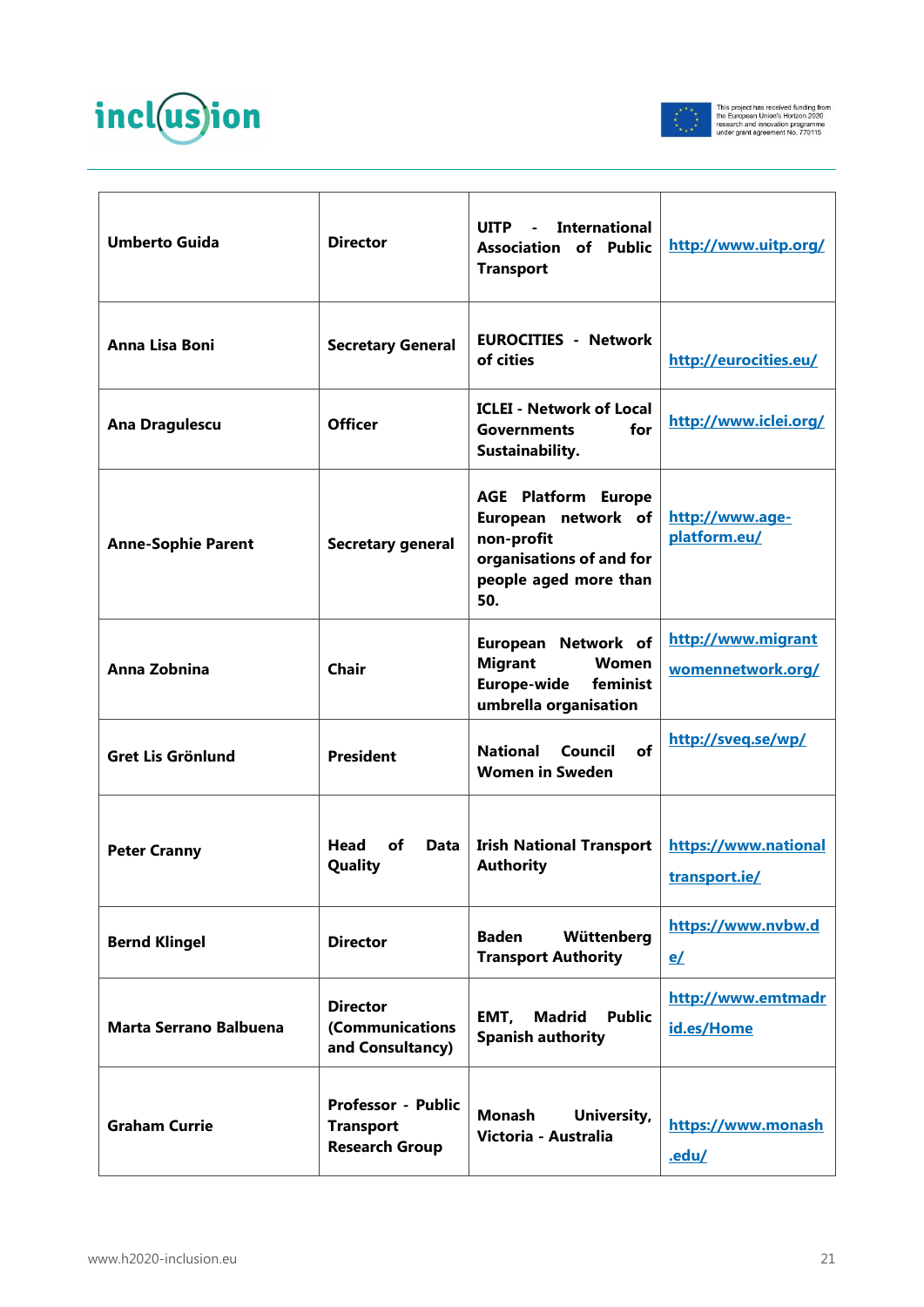| | | | |
|---|---|---|---|
| **Umberto Guida** | **Director** | **UITP - International Association of Public Transport** | http://www.uitp.org/ |
| **Anna Lisa Boni** | **Secretary General** | **EUROCITIES - Network of cities** | http://eurocities.eu/ |
| **Ana Dragulescu** | **Officer** | **ICLEI - Network of Local Governments for Sustainability.** | http://www.iclei.org/ |
| **Anne-Sophie Parent** | **Secretary general** | **AGE Platform Europe European network of non-profit organisations of and for people aged more than 50.** | http://www.age-platform.eu/ |
| **Anna Zobnina** | **Chair** | **European Network of Migrant Women Europe-wide feminist umbrella organisation** | http://www.migrantwomennetwork.org/ |
| **Gret Lis Grönlund** | **President** | **National Council of Women in Sweden** | http://sveq.se/wp/ |
| **Peter Cranny** | **Head of Data Quality** | **Irish National Transport Authority** | https://www.nationaltransport.ie/ |
| **Bernd Klingel** | **Director** | **Baden Wüttenberg Transport Authority** | https://www.nvbw.de/ |
| **Marta Serrano Balbuena** | **Director (Communications and Consultancy)** | **EMT, Madrid Public Spanish authority** | http://www.emtmadrid.es/Home |
| **Graham Currie** | **Professor - Public Transport Research Group** | **Monash University, Victoria - Australia** | https://www.monash.edu/ |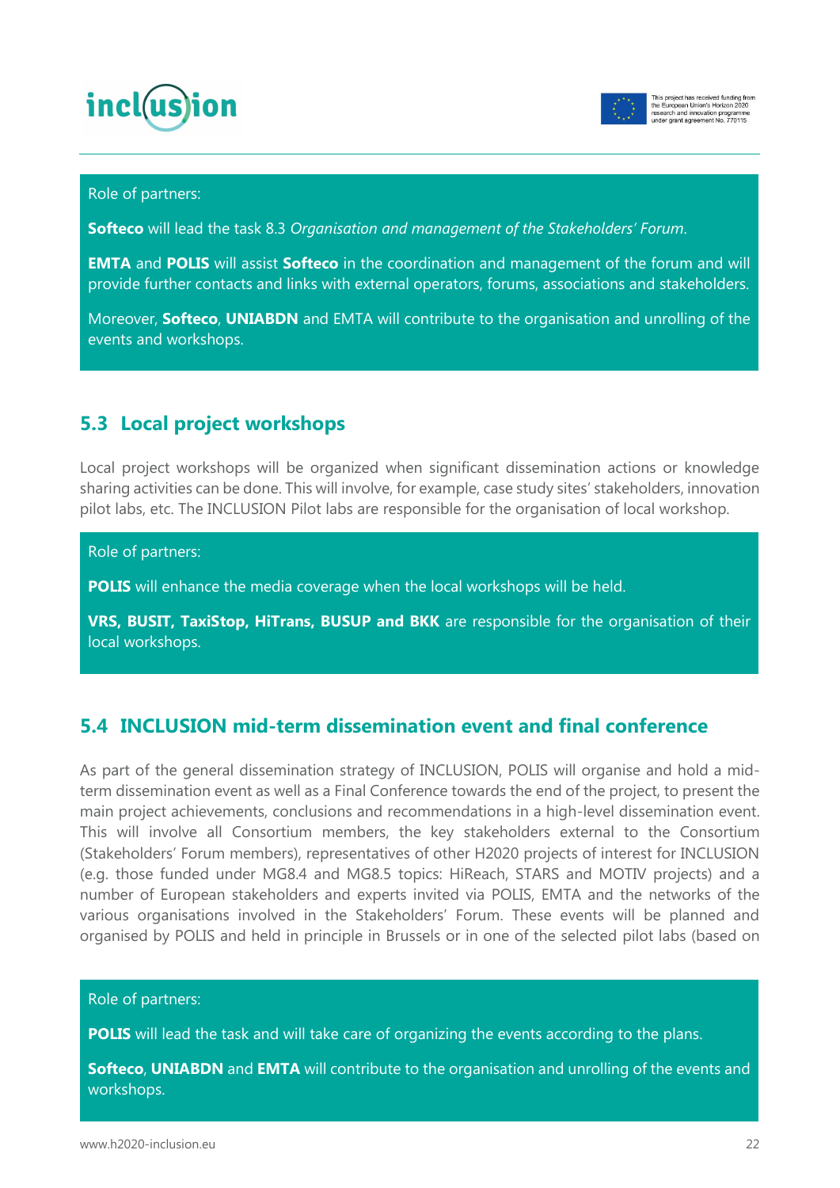Role of partners:

**Softeco** will lead the task 8.3 *Organisation and management of the Stakeholders' Forum*.

**EMTA** and **POLIS** will assist **Softeco** in the coordination and management of the forum and will provide further contacts and links with external operators, forums, associations and stakeholders.

Moreover, **Softeco**, **UNIABDN** and EMTA will contribute to the organisation and unrolling of the events and workshops.

## 5.3 Local project workshops

Local project workshops will be organized when significant dissemination actions or knowledge sharing activities can be done. This will involve, for example, case study sites' stakeholders, innovation pilot labs, etc. The INCLUSION Pilot labs are responsible for the organisation of local workshop.

Role of partners:

**POLIS** will enhance the media coverage when the local workshops will be held.

**VRS, BUSIT, TaxiStop, HiTrans, BUSUP and BKK** are responsible for the organisation of their local workshops.

## 5.4 INCLUSION mid-term dissemination event and final conference

As part of the general dissemination strategy of INCLUSION, POLIS will organise and hold a mid-term dissemination event as well as a Final Conference towards the end of the project, to present the main project achievements, conclusions and recommendations in a high-level dissemination event. This will involve all Consortium members, the key stakeholders external to the Consortium (Stakeholders' Forum members), representatives of other H2020 projects of interest for INCLUSION (e.g. those funded under MG8.4 and MG8.5 topics: HiReach, STARS and MOTIV projects) and a number of European stakeholders and experts invited via POLIS, EMTA and the networks of the various organisations involved in the Stakeholders' Forum. These events will be planned and organised by POLIS and held in principle in Brussels or in one of the selected pilot labs (based on

Role of partners:

**POLIS** will lead the task and will take care of organizing the events according to the plans.

**Softeco**, **UNIABDN** and **EMTA** will contribute to the organisation and unrolling of the events and workshops.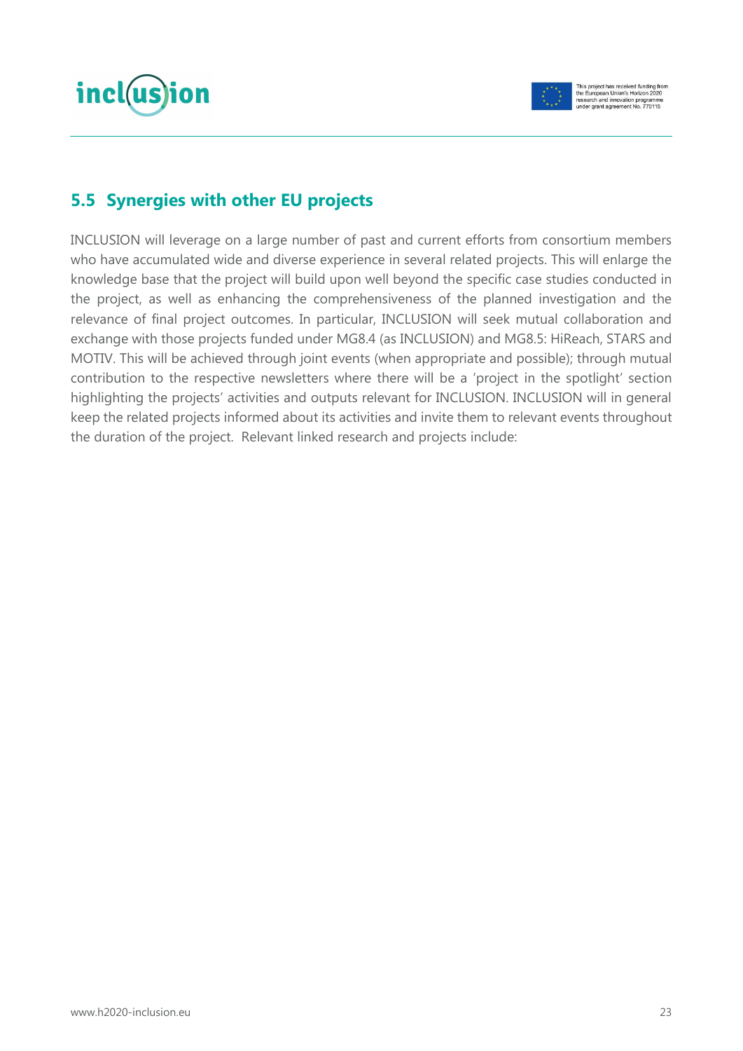## 5.5 Synergies with other EU projects

INCLUSION will leverage on a large number of past and current efforts from consortium members who have accumulated wide and diverse experience in several related projects. This will enlarge the knowledge base that the project will build upon well beyond the specific case studies conducted in the project, as well as enhancing the comprehensiveness of the planned investigation and the relevance of final project outcomes. In particular, INCLUSION will seek mutual collaboration and exchange with those projects funded under MG8.4 (as INCLUSION) and MG8.5: HiReach, STARS and MOTIV. This will be achieved through joint events (when appropriate and possible); through mutual contribution to the respective newsletters where there will be a 'project in the spotlight' section highlighting the projects' activities and outputs relevant for INCLUSION. INCLUSION will in general keep the related projects informed about its activities and invite them to relevant events throughout the duration of the project. Relevant linked research and projects include: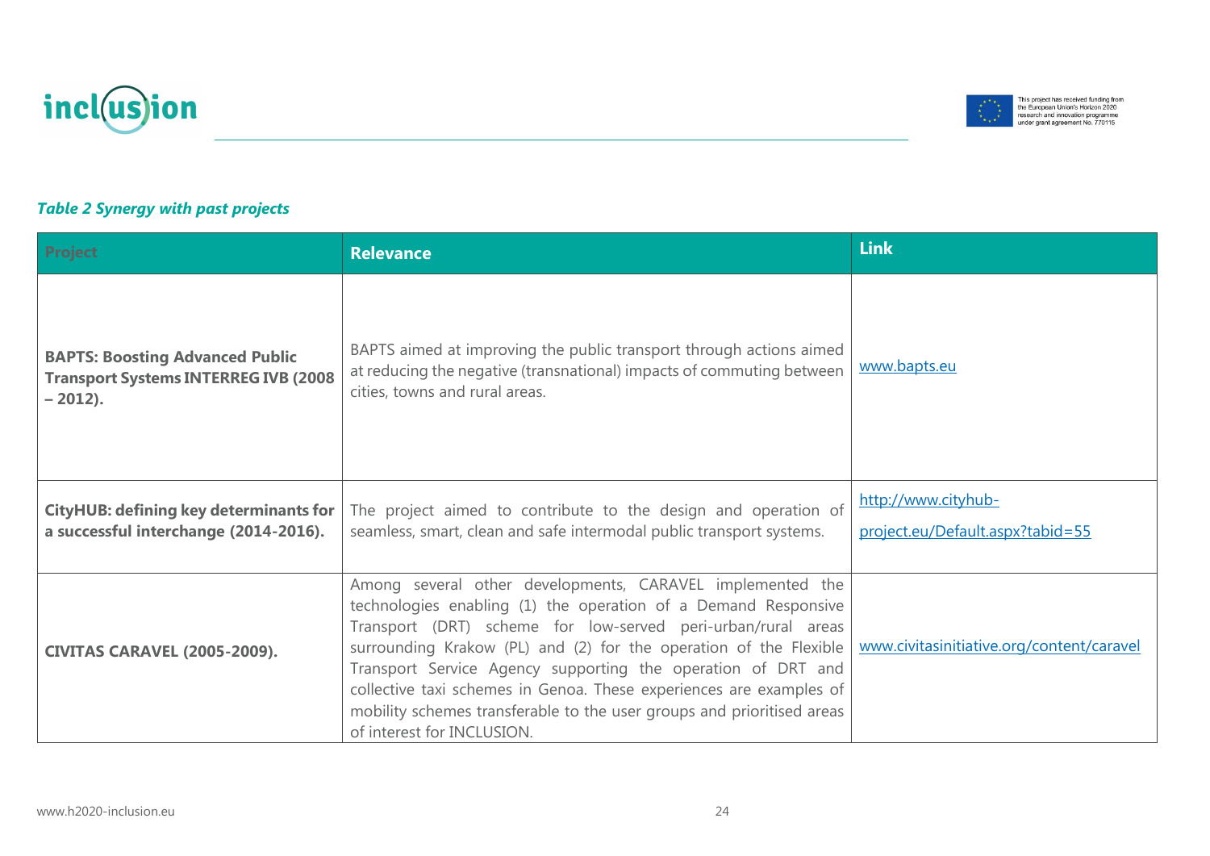*Table 2 Synergy with past projects*

| Project | Relevance | Link |
| --- | --- | --- |
| **BAPTS: Boosting Advanced Public Transport Systems INTERREG IVB (2008 – 2012).** | BAPTS aimed at improving the public transport through actions aimed at reducing the negative (transnational) impacts of commuting between cities, towns and rural areas. | www.bapts.eu |
| **CityHUB: defining key determinants for a successful interchange (2014-2016).** | The project aimed to contribute to the design and operation of seamless, smart, clean and safe intermodal public transport systems. | http://www.cityhub-project.eu/Default.aspx?tabid=55 |
| **CIVITAS CARAVEL (2005-2009).** | Among several other developments, CARAVEL implemented the technologies enabling (1) the operation of a Demand Responsive Transport (DRT) scheme for low-served peri-urban/rural areas surrounding Krakow (PL) and (2) for the operation of the Flexible Transport Service Agency supporting the operation of DRT and collective taxi schemes in Genoa. These experiences are examples of mobility schemes transferable to the user groups and prioritised areas of interest for INCLUSION. | www.civitasinitiative.org/content/caravel |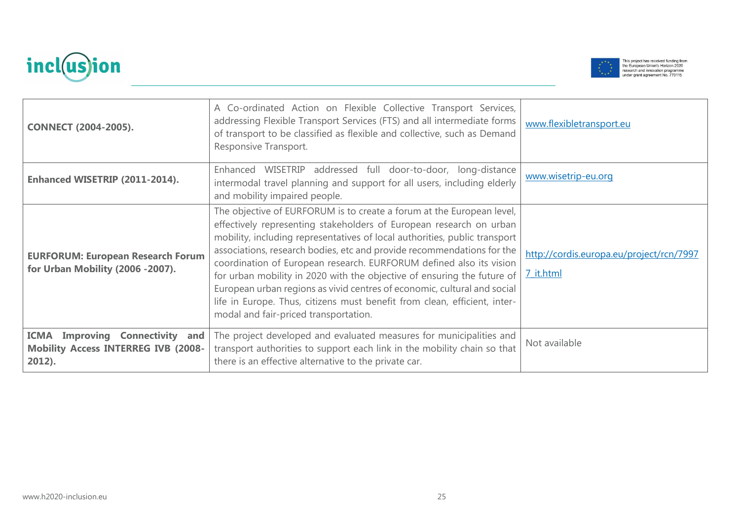| | | |
|---|---|---|
| **CONNECT (2004-2005).** | A Co-ordinated Action on Flexible Collective Transport Services, addressing Flexible Transport Services (FTS) and all intermediate forms of transport to be classified as flexible and collective, such as Demand Responsive Transport. | www.flexibletransport.eu |
| **Enhanced WISETRIP (2011-2014).** | Enhanced WISETRIP addressed full door-to-door, long-distance intermodal travel planning and support for all users, including elderly and mobility impaired people. | www.wisetrip-eu.org |
| **EURFORUM: European Research Forum for Urban Mobility (2006 -2007).** | The objective of EURFORUM is to create a forum at the European level, effectively representing stakeholders of European research on urban mobility, including representatives of local authorities, public transport associations, research bodies, etc and provide recommendations for the coordination of European research. EURFORUM defined also its vision for urban mobility in 2020 with the objective of ensuring the future of European urban regions as vivid centres of economic, cultural and social life in Europe. Thus, citizens must benefit from clean, efficient, inter-modal and fair-priced transportation. | http://cordis.europa.eu/project/rcn/79977_it.html |
| **ICMA Improving Connectivity and Mobility Access INTERREG IVB (2008-2012).** | The project developed and evaluated measures for municipalities and transport authorities to support each link in the mobility chain so that there is an effective alternative to the private car. | Not available |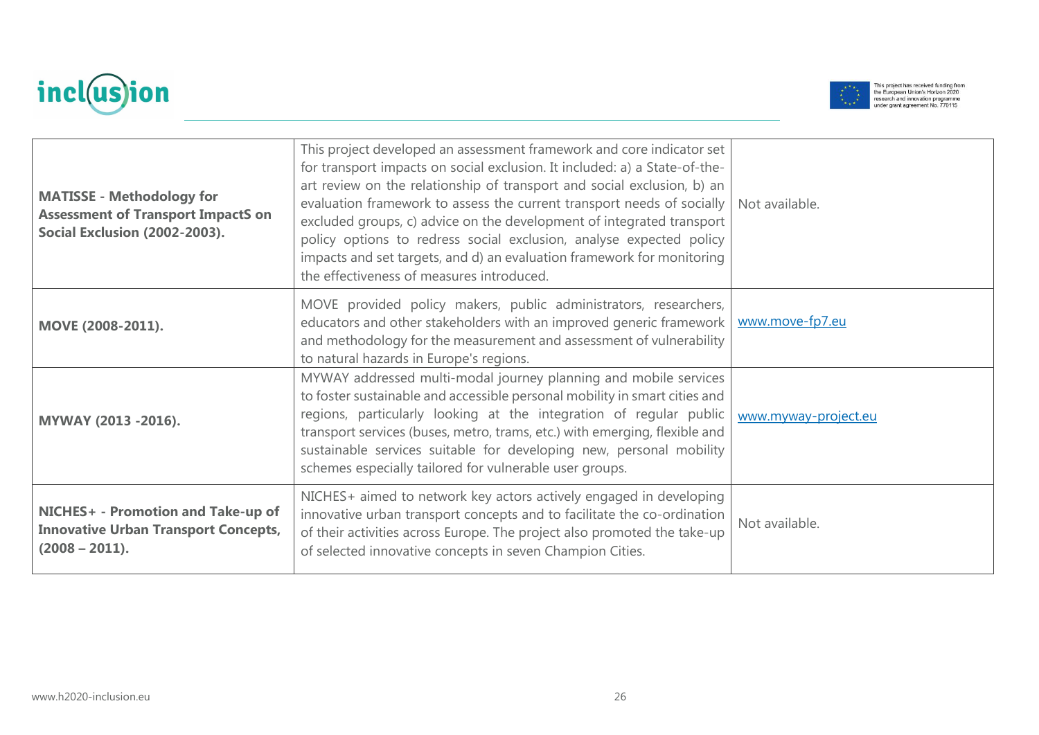| | | |
|---|---|---|
| **MATISSE - Methodology for Assessment of Transport ImpactS on Social Exclusion (2002-2003).** | This project developed an assessment framework and core indicator set for transport impacts on social exclusion. It included: a) a State-of-the-art review on the relationship of transport and social exclusion, b) an evaluation framework to assess the current transport needs of socially excluded groups, c) advice on the development of integrated transport policy options to redress social exclusion, analyse expected policy impacts and set targets, and d) an evaluation framework for monitoring the effectiveness of measures introduced. | Not available. |
| **MOVE (2008-2011).** | MOVE provided policy makers, public administrators, researchers, educators and other stakeholders with an improved generic framework and methodology for the measurement and assessment of vulnerability to natural hazards in Europe's regions. | www.move-fp7.eu |
| **MYWAY (2013 -2016).** | MYWAY addressed multi-modal journey planning and mobile services to foster sustainable and accessible personal mobility in smart cities and regions, particularly looking at the integration of regular public transport services (buses, metro, trams, etc.) with emerging, flexible and sustainable services suitable for developing new, personal mobility schemes especially tailored for vulnerable user groups. | www.myway-project.eu |
| **NICHES+ - Promotion and Take-up of Innovative Urban Transport Concepts, (2008 – 2011).** | NICHES+ aimed to network key actors actively engaged in developing innovative urban transport concepts and to facilitate the co-ordination of their activities across Europe. The project also promoted the take-up of selected innovative concepts in seven Champion Cities. | Not available. |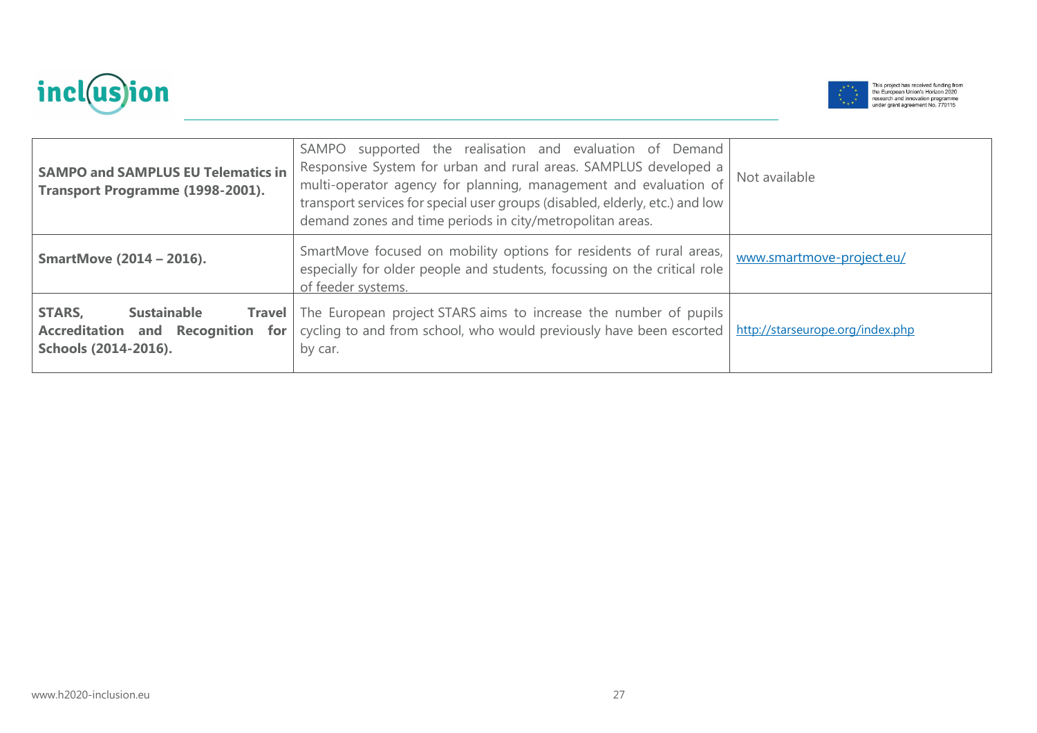| | | |
|---|---|---|
| **SAMPO and SAMPLUS EU Telematics in Transport Programme (1998-2001).** | SAMPO supported the realisation and evaluation of Demand Responsive System for urban and rural areas. SAMPLUS developed a multi-operator agency for planning, management and evaluation of transport services for special user groups (disabled, elderly, etc.) and low demand zones and time periods in city/metropolitan areas. | Not available |
| **SmartMove (2014 – 2016).** | SmartMove focused on mobility options for residents of rural areas, especially for older people and students, focussing on the critical role of feeder systems. | www.smartmove-project.eu/ |
| **STARS, Sustainable Travel Accreditation and Recognition for Schools (2014-2016).** | The European project STARS aims to increase the number of pupils cycling to and from school, who would previously have been escorted by car. | http://starseurope.org/index.php |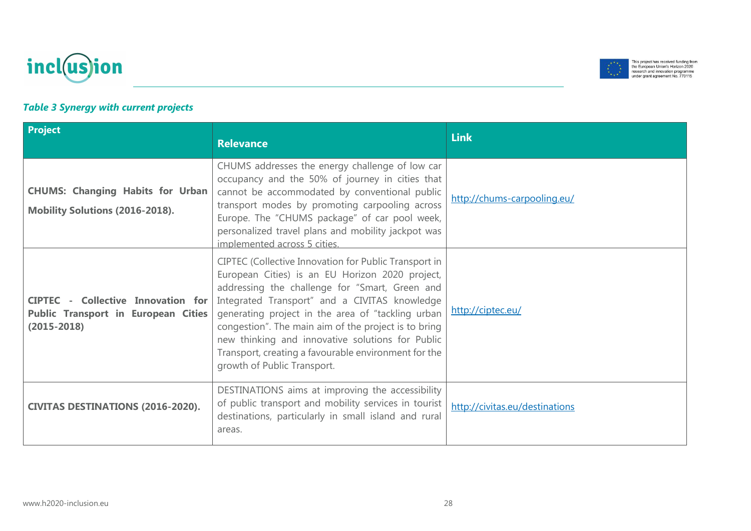*Table 3 Synergy with current projects*

| Project | Relevance | Link |
| --- | --- | --- |
| **CHUMS: Changing Habits for Urban Mobility Solutions (2016-2018).** | CHUMS addresses the energy challenge of low car occupancy and the 50% of journey in cities that cannot be accommodated by conventional public transport modes by promoting carpooling across Europe. The "CHUMS package" of car pool week, personalized travel plans and mobility jackpot was implemented across 5 cities. | http://chums-carpooling.eu/ |
| **CIPTEC - Collective Innovation for Public Transport in European Cities (2015-2018)** | CIPTEC (Collective Innovation for Public Transport in European Cities) is an EU Horizon 2020 project, addressing the challenge for "Smart, Green and Integrated Transport" and a CIVITAS knowledge generating project in the area of "tackling urban congestion". The main aim of the project is to bring new thinking and innovative solutions for Public Transport, creating a favourable environment for the growth of Public Transport. | http://ciptec.eu/ |
| **CIVITAS DESTINATIONS (2016-2020).** | DESTINATIONS aims at improving the accessibility of public transport and mobility services in tourist destinations, particularly in small island and rural areas. | http://civitas.eu/destinations |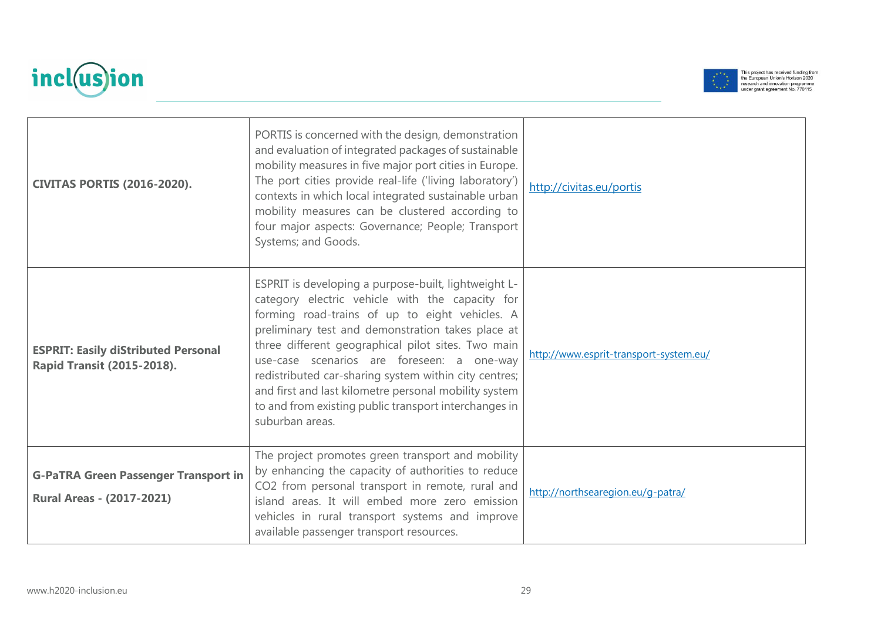| | | |
|---|---|---|
| **CIVITAS PORTIS (2016-2020).** | PORTIS is concerned with the design, demonstration and evaluation of integrated packages of sustainable mobility measures in five major port cities in Europe. The port cities provide real-life ('living laboratory') contexts in which local integrated sustainable urban mobility measures can be clustered according to four major aspects: Governance; People; Transport Systems; and Goods. | http://civitas.eu/portis |
| **ESPRIT: Easily diStributed Personal Rapid Transit (2015-2018).** | ESPRIT is developing a purpose-built, lightweight L-category electric vehicle with the capacity for forming road-trains of up to eight vehicles. A preliminary test and demonstration takes place at three different geographical pilot sites. Two main use-case scenarios are foreseen: a one-way redistributed car-sharing system within city centres; and first and last kilometre personal mobility system to and from existing public transport interchanges in suburban areas. | http://www.esprit-transport-system.eu/ |
| **G-PaTRA Green Passenger Transport in Rural Areas - (2017-2021)** | The project promotes green transport and mobility by enhancing the capacity of authorities to reduce $CO_2$ from personal transport in remote, rural and island areas. It will embed more zero emission vehicles in rural transport systems and improve available passenger transport resources. | http://northsearegion.eu/g-patra/ |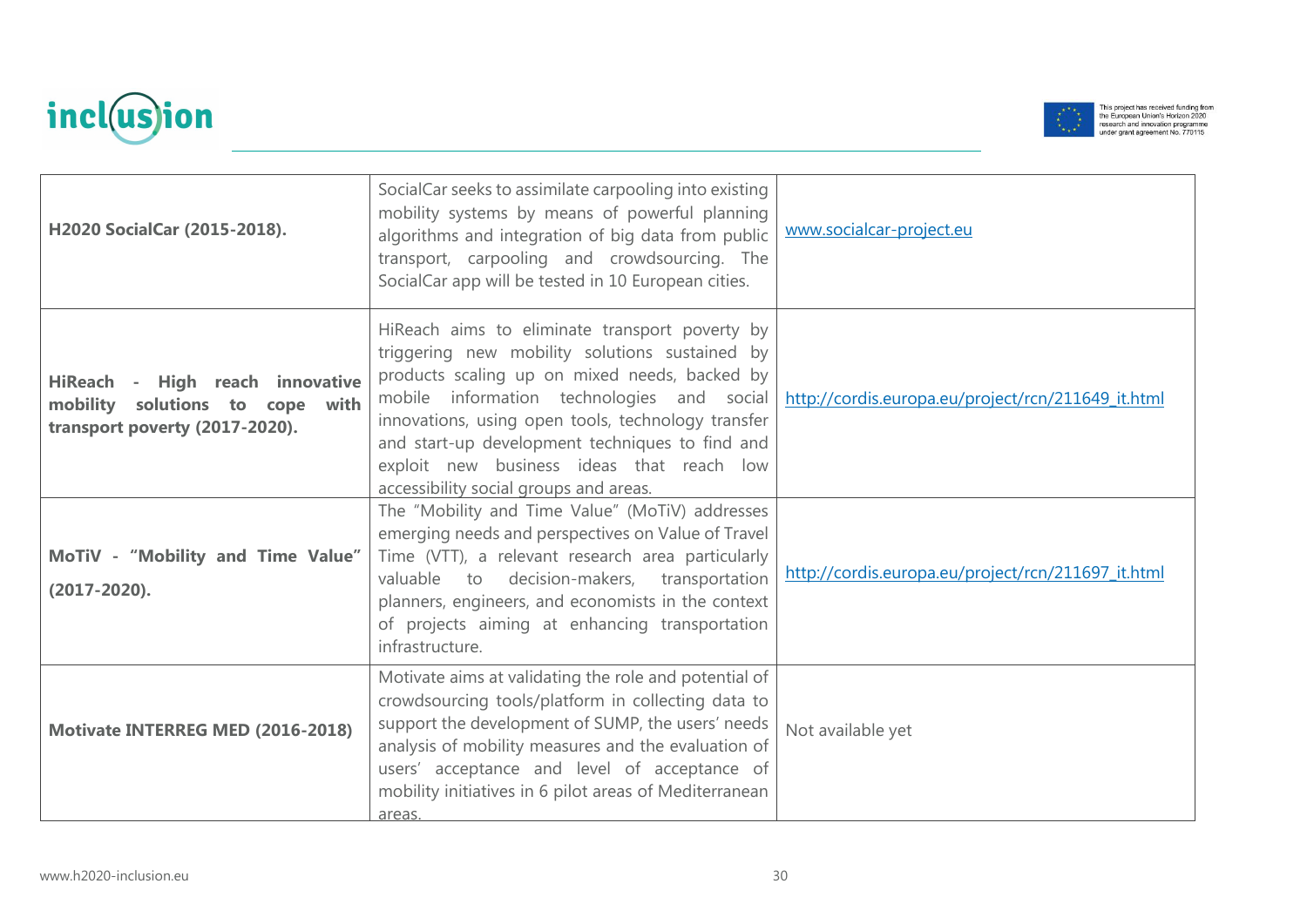| | | |
|---|---|---|
| **H2020 SocialCar (2015-2018).** | SocialCar seeks to assimilate carpooling into existing mobility systems by means of powerful planning algorithms and integration of big data from public transport, carpooling and crowdsourcing. The SocialCar app will be tested in 10 European cities. | www.socialcar-project.eu |
| **HiReach - High reach innovative mobility solutions to cope with transport poverty (2017-2020).** | HiReach aims to eliminate transport poverty by triggering new mobility solutions sustained by products scaling up on mixed needs, backed by mobile information technologies and social innovations, using open tools, technology transfer and start-up development techniques to find and exploit new business ideas that reach low accessibility social groups and areas. | http://cordis.europa.eu/project/rcn/211649_it.html |
| **MoTiV - "Mobility and Time Value" (2017-2020).** | The "Mobility and Time Value" (MoTiV) addresses emerging needs and perspectives on Value of Travel Time (VTT), a relevant research area particularly valuable to decision-makers, transportation planners, engineers, and economists in the context of projects aiming at enhancing transportation infrastructure. | http://cordis.europa.eu/project/rcn/211697_it.html |
| **Motivate INTERREG MED (2016-2018)** | Motivate aims at validating the role and potential of crowdsourcing tools/platform in collecting data to support the development of SUMP, the users' needs analysis of mobility measures and the evaluation of users' acceptance and level of acceptance of mobility initiatives in 6 pilot areas of Mediterranean areas. | Not available yet |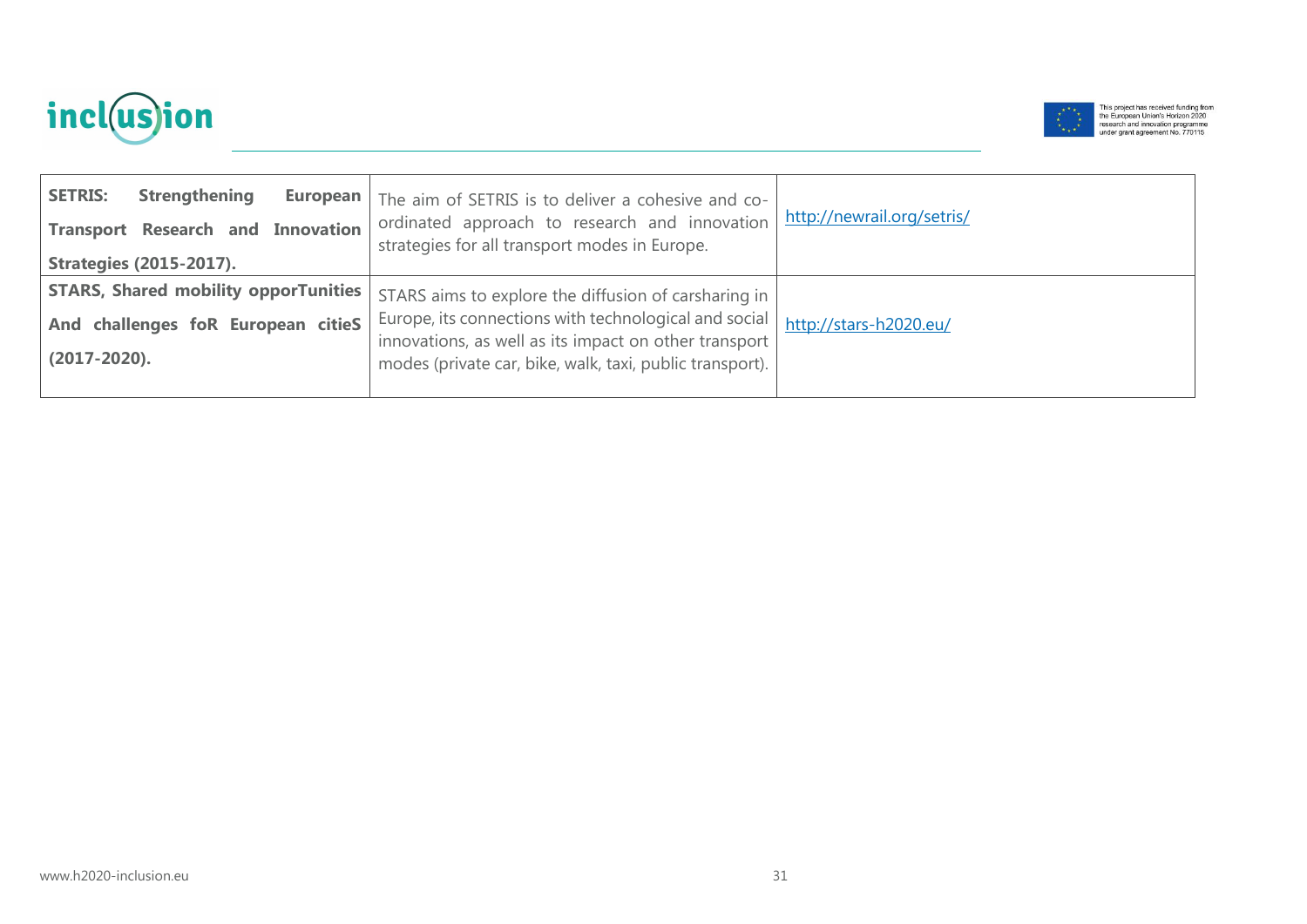| **SETRIS: Strengthening European Transport Research and Innovation Strategies (2015-2017).** | The aim of SETRIS is to deliver a cohesive and co-ordinated approach to research and innovation strategies for all transport modes in Europe. | http://newrail.org/setris/ |
|---|---|---|
| **STARS, Shared mobility opporTunities And challenges foR European citieS (2017-2020).** | STARS aims to explore the diffusion of carsharing in Europe, its connections with technological and social innovations, as well as its impact on other transport modes (private car, bike, walk, taxi, public transport). | http://stars-h2020.eu/ |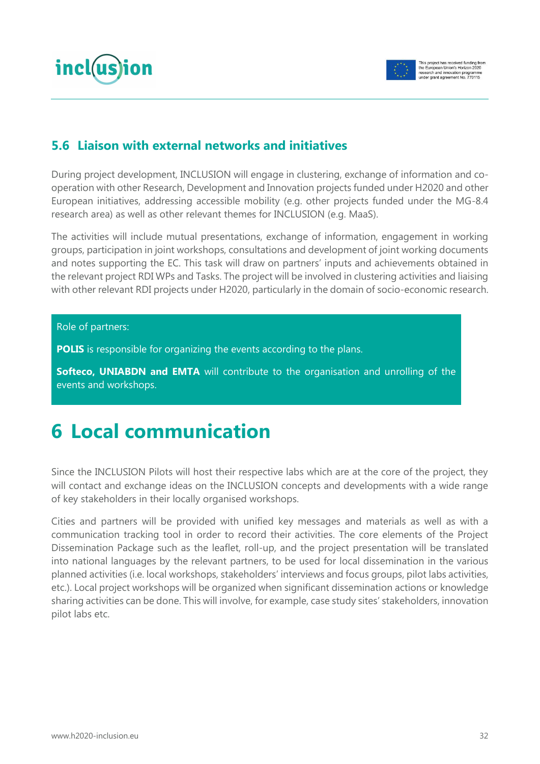## 5.6 Liaison with external networks and initiatives

During project development, INCLUSION will engage in clustering, exchange of information and co-operation with other Research, Development and Innovation projects funded under H2020 and other European initiatives, addressing accessible mobility (e.g. other projects funded under the MG-8.4 research area) as well as other relevant themes for INCLUSION (e.g. MaaS).

The activities will include mutual presentations, exchange of information, engagement in working groups, participation in joint workshops, consultations and development of joint working documents and notes supporting the EC. This task will draw on partners' inputs and achievements obtained in the relevant project RDI WPs and Tasks. The project will be involved in clustering activities and liaising with other relevant RDI projects under H2020, particularly in the domain of socio-economic research.

Role of partners:

**POLIS** is responsible for organizing the events according to the plans.

**Softeco, UNIABDN and EMTA** will contribute to the organisation and unrolling of the events and workshops.

# 6 Local communication

Since the INCLUSION Pilots will host their respective labs which are at the core of the project, they will contact and exchange ideas on the INCLUSION concepts and developments with a wide range of key stakeholders in their locally organised workshops.

Cities and partners will be provided with unified key messages and materials as well as with a communication tracking tool in order to record their activities. The core elements of the Project Dissemination Package such as the leaflet, roll-up, and the project presentation will be translated into national languages by the relevant partners, to be used for local dissemination in the various planned activities (i.e. local workshops, stakeholders' interviews and focus groups, pilot labs activities, etc.). Local project workshops will be organized when significant dissemination actions or knowledge sharing activities can be done. This will involve, for example, case study sites' stakeholders, innovation pilot labs etc.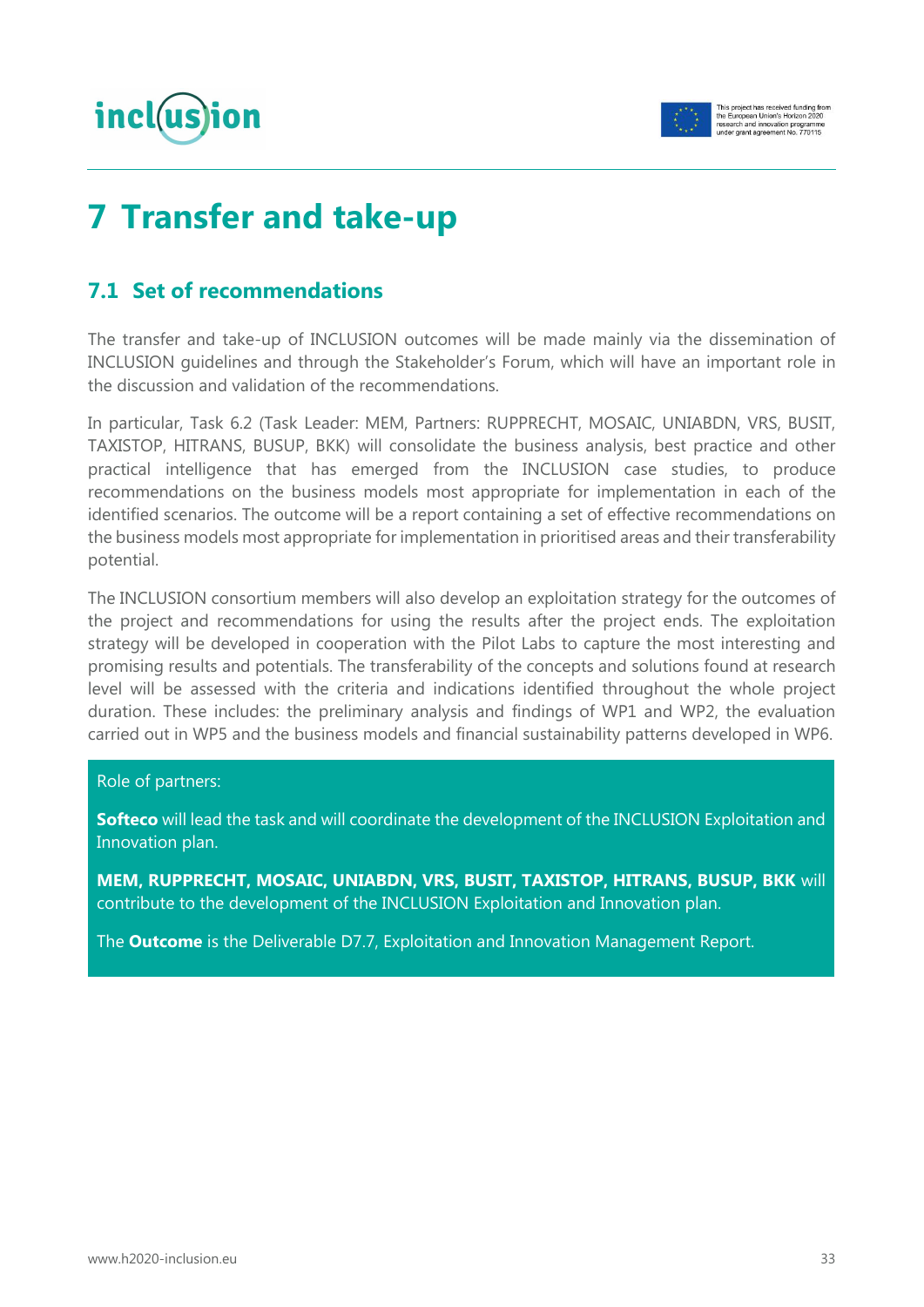# 7 Transfer and take-up

## 7.1 Set of recommendations

The transfer and take-up of INCLUSION outcomes will be made mainly via the dissemination of INCLUSION guidelines and through the Stakeholder's Forum, which will have an important role in the discussion and validation of the recommendations.

In particular, Task 6.2 (Task Leader: MEM, Partners: RUPPRECHT, MOSAIC, UNIABDN, VRS, BUSIT, TAXISTOP, HITRANS, BUSUP, BKK) will consolidate the business analysis, best practice and other practical intelligence that has emerged from the INCLUSION case studies, to produce recommendations on the business models most appropriate for implementation in each of the identified scenarios. The outcome will be a report containing a set of effective recommendations on the business models most appropriate for implementation in prioritised areas and their transferability potential.

The INCLUSION consortium members will also develop an exploitation strategy for the outcomes of the project and recommendations for using the results after the project ends. The exploitation strategy will be developed in cooperation with the Pilot Labs to capture the most interesting and promising results and potentials. The transferability of the concepts and solutions found at research level will be assessed with the criteria and indications identified throughout the whole project duration. These includes: the preliminary analysis and findings of WP1 and WP2, the evaluation carried out in WP5 and the business models and financial sustainability patterns developed in WP6.

Role of partners:

**Softeco** will lead the task and will coordinate the development of the INCLUSION Exploitation and Innovation plan.

**MEM, RUPPRECHT, MOSAIC, UNIABDN, VRS, BUSIT, TAXISTOP, HITRANS, BUSUP, BKK** will contribute to the development of the INCLUSION Exploitation and Innovation plan.

The **Outcome** is the Deliverable D7.7, Exploitation and Innovation Management Report.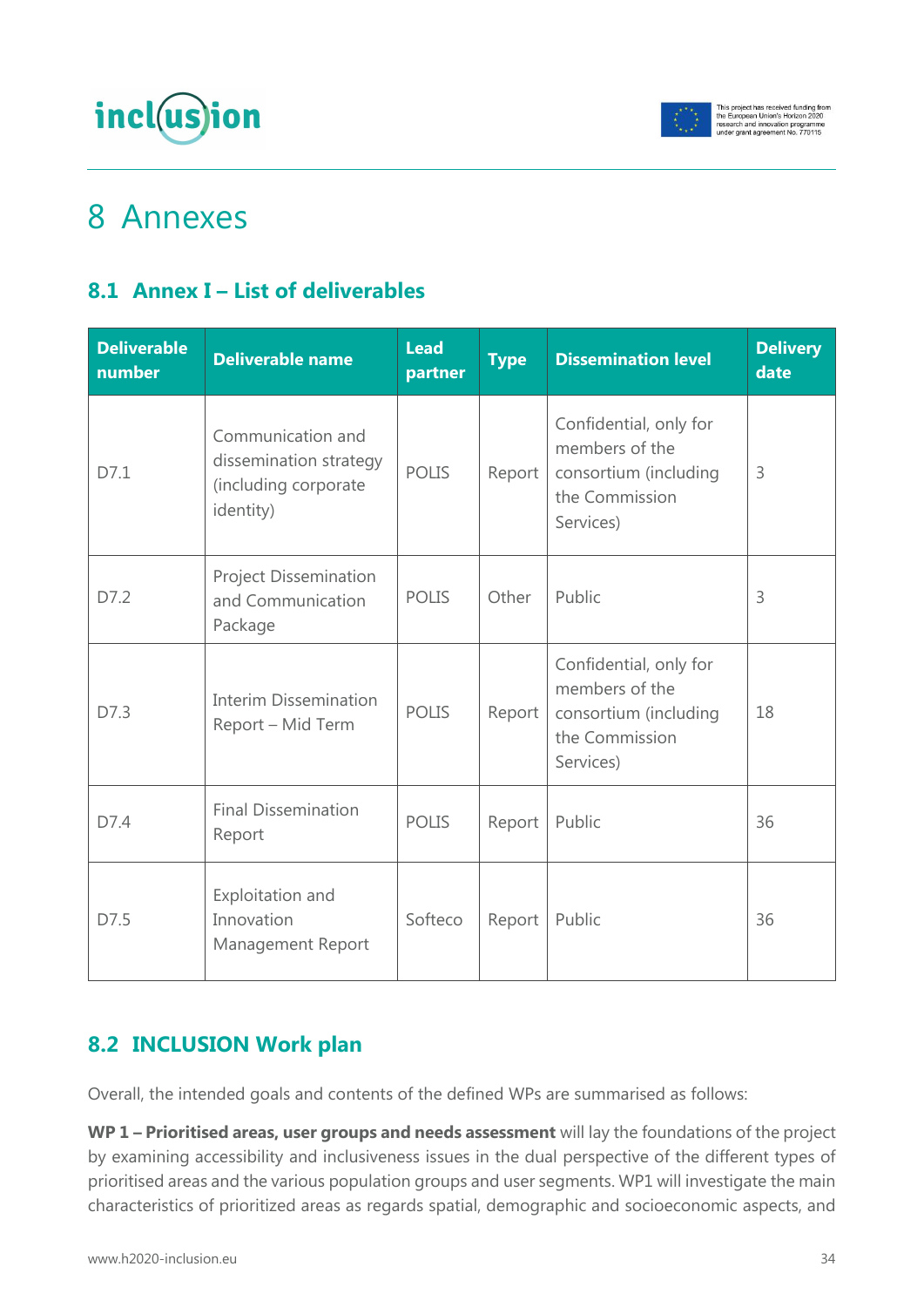# 8 Annexes

## 8.1 Annex I – List of deliverables

| Deliverable number | Deliverable name | Lead partner | Type | Dissemination level | Delivery date |
|---|---|---|---|---|---|
| D7.1 | Communication and dissemination strategy (including corporate identity) | POLIS | Report | Confidential, only for members of the consortium (including the Commission Services) | 3 |
| D7.2 | Project Dissemination and Communication Package | POLIS | Other | Public | 3 |
| D7.3 | Interim Dissemination Report – Mid Term | POLIS | Report | Confidential, only for members of the consortium (including the Commission Services) | 18 |
| D7.4 | Final Dissemination Report | POLIS | Report | Public | 36 |
| D7.5 | Exploitation and Innovation Management Report | Softeco | Report | Public | 36 |

## 8.2 INCLUSION Work plan

Overall, the intended goals and contents of the defined WPs are summarised as follows:

**WP 1 – Prioritised areas, user groups and needs assessment** will lay the foundations of the project by examining accessibility and inclusiveness issues in the dual perspective of the different types of prioritised areas and the various population groups and user segments. WP1 will investigate the main characteristics of prioritized areas as regards spatial, demographic and socioeconomic aspects, and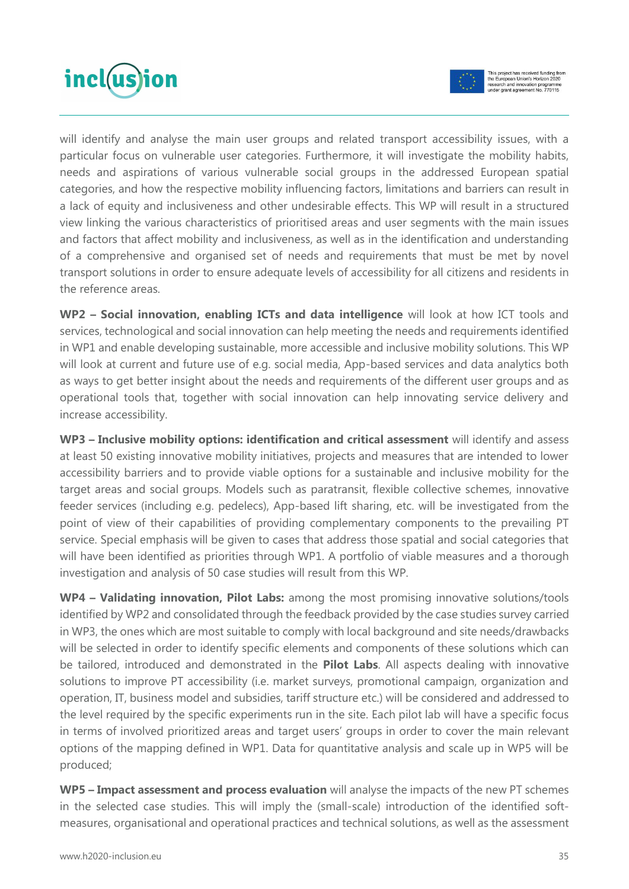will identify and analyse the main user groups and related transport accessibility issues, with a particular focus on vulnerable user categories. Furthermore, it will investigate the mobility habits, needs and aspirations of various vulnerable social groups in the addressed European spatial categories, and how the respective mobility influencing factors, limitations and barriers can result in a lack of equity and inclusiveness and other undesirable effects. This WP will result in a structured view linking the various characteristics of prioritised areas and user segments with the main issues and factors that affect mobility and inclusiveness, as well as in the identification and understanding of a comprehensive and organised set of needs and requirements that must be met by novel transport solutions in order to ensure adequate levels of accessibility for all citizens and residents in the reference areas.

**WP2 – Social innovation, enabling ICTs and data intelligence** will look at how ICT tools and services, technological and social innovation can help meeting the needs and requirements identified in WP1 and enable developing sustainable, more accessible and inclusive mobility solutions. This WP will look at current and future use of e.g. social media, App-based services and data analytics both as ways to get better insight about the needs and requirements of the different user groups and as operational tools that, together with social innovation can help innovating service delivery and increase accessibility.

**WP3 – Inclusive mobility options: identification and critical assessment** will identify and assess at least 50 existing innovative mobility initiatives, projects and measures that are intended to lower accessibility barriers and to provide viable options for a sustainable and inclusive mobility for the target areas and social groups. Models such as paratransit, flexible collective schemes, innovative feeder services (including e.g. pedelecs), App-based lift sharing, etc. will be investigated from the point of view of their capabilities of providing complementary components to the prevailing PT service. Special emphasis will be given to cases that address those spatial and social categories that will have been identified as priorities through WP1. A portfolio of viable measures and a thorough investigation and analysis of 50 case studies will result from this WP.

**WP4 – Validating innovation, Pilot Labs:** among the most promising innovative solutions/tools identified by WP2 and consolidated through the feedback provided by the case studies survey carried in WP3, the ones which are most suitable to comply with local background and site needs/drawbacks will be selected in order to identify specific elements and components of these solutions which can be tailored, introduced and demonstrated in the **Pilot Labs**. All aspects dealing with innovative solutions to improve PT accessibility (i.e. market surveys, promotional campaign, organization and operation, IT, business model and subsidies, tariff structure etc.) will be considered and addressed to the level required by the specific experiments run in the site. Each pilot lab will have a specific focus in terms of involved prioritized areas and target users' groups in order to cover the main relevant options of the mapping defined in WP1. Data for quantitative analysis and scale up in WP5 will be produced;

**WP5 – Impact assessment and process evaluation** will analyse the impacts of the new PT schemes in the selected case studies. This will imply the (small-scale) introduction of the identified soft-measures, organisational and operational practices and technical solutions, as well as the assessment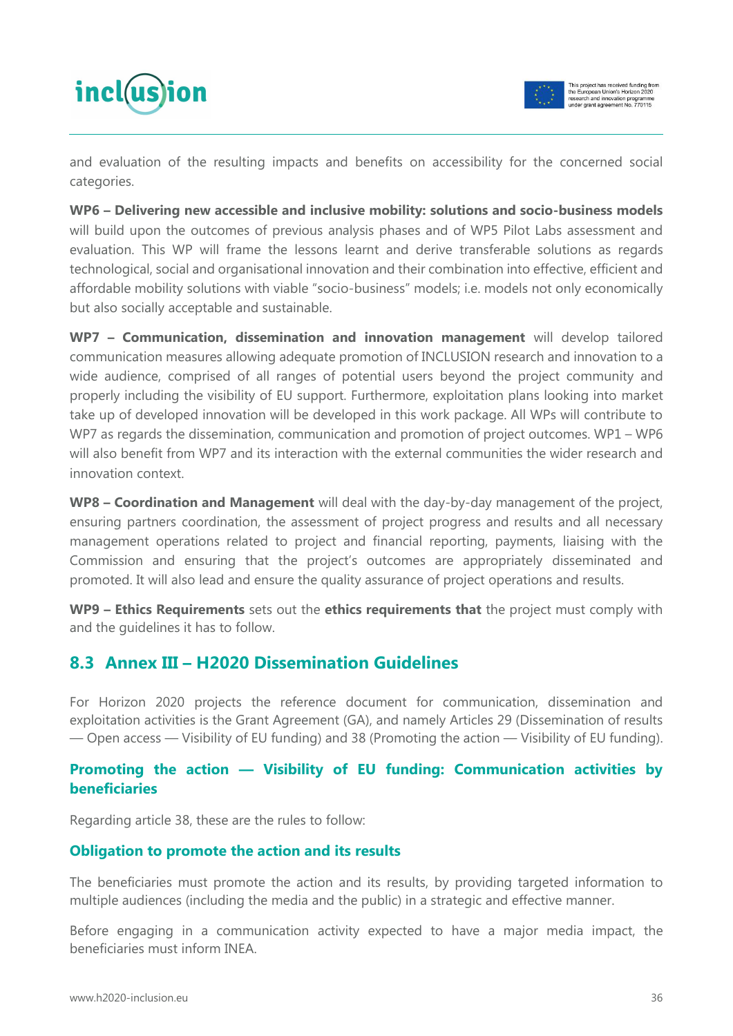and evaluation of the resulting impacts and benefits on accessibility for the concerned social categories.

**WP6 – Delivering new accessible and inclusive mobility: solutions and socio-business models** will build upon the outcomes of previous analysis phases and of WP5 Pilot Labs assessment and evaluation. This WP will frame the lessons learnt and derive transferable solutions as regards technological, social and organisational innovation and their combination into effective, efficient and affordable mobility solutions with viable "socio-business" models; i.e. models not only economically but also socially acceptable and sustainable.

**WP7 – Communication, dissemination and innovation management** will develop tailored communication measures allowing adequate promotion of INCLUSION research and innovation to a wide audience, comprised of all ranges of potential users beyond the project community and properly including the visibility of EU support. Furthermore, exploitation plans looking into market take up of developed innovation will be developed in this work package. All WPs will contribute to WP7 as regards the dissemination, communication and promotion of project outcomes. WP1 – WP6 will also benefit from WP7 and its interaction with the external communities the wider research and innovation context.

**WP8 – Coordination and Management** will deal with the day-by-day management of the project, ensuring partners coordination, the assessment of project progress and results and all necessary management operations related to project and financial reporting, payments, liaising with the Commission and ensuring that the project's outcomes are appropriately disseminated and promoted. It will also lead and ensure the quality assurance of project operations and results.

**WP9 – Ethics Requirements** sets out the **ethics requirements that** the project must comply with and the guidelines it has to follow.

## 8.3 Annex III – H2020 Dissemination Guidelines

For Horizon 2020 projects the reference document for communication, dissemination and exploitation activities is the Grant Agreement (GA), and namely Articles 29 (Dissemination of results — Open access — Visibility of EU funding) and 38 (Promoting the action — Visibility of EU funding).

### Promoting the action — Visibility of EU funding: Communication activities by beneficiaries

Regarding article 38, these are the rules to follow:

#### Obligation to promote the action and its results

The beneficiaries must promote the action and its results, by providing targeted information to multiple audiences (including the media and the public) in a strategic and effective manner.

Before engaging in a communication activity expected to have a major media impact, the beneficiaries must inform INEA.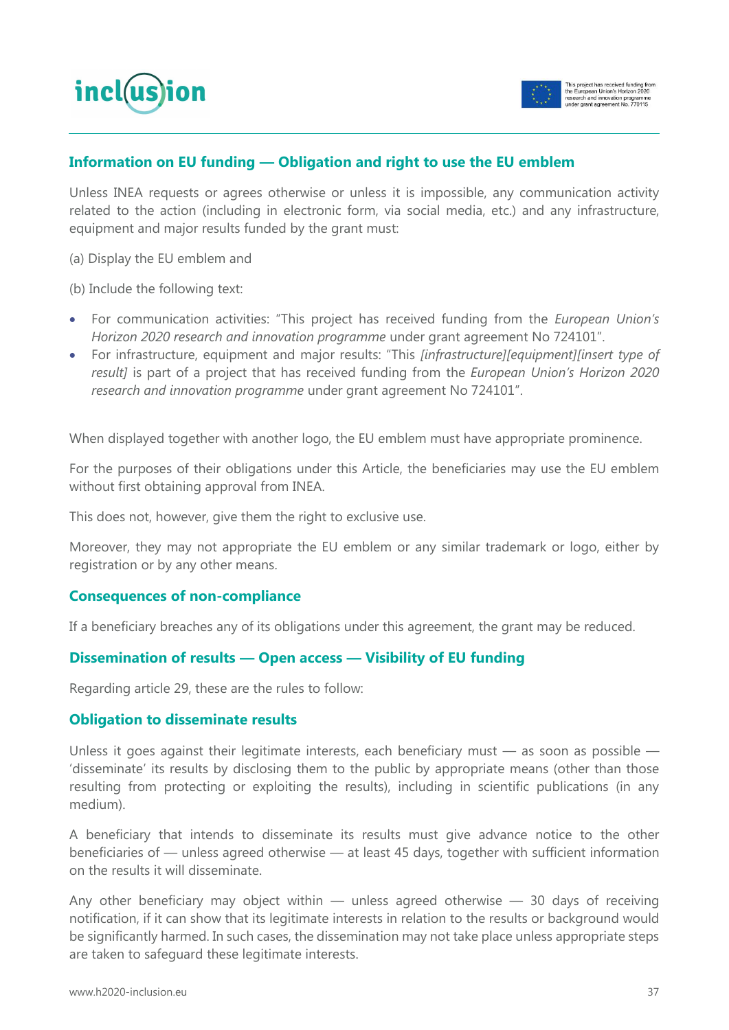### Information on EU funding — Obligation and right to use the EU emblem

Unless INEA requests or agrees otherwise or unless it is impossible, any communication activity related to the action (including in electronic form, via social media, etc.) and any infrastructure, equipment and major results funded by the grant must:

(a) Display the EU emblem and

(b) Include the following text:

- For communication activities: "This project has received funding from the *European Union's Horizon 2020 research and innovation programme* under grant agreement No 724101".
- For infrastructure, equipment and major results: "This *[infrastructure][equipment][insert type of result]* is part of a project that has received funding from the *European Union's Horizon 2020 research and innovation programme* under grant agreement No 724101".

When displayed together with another logo, the EU emblem must have appropriate prominence.

For the purposes of their obligations under this Article, the beneficiaries may use the EU emblem without first obtaining approval from INEA.

This does not, however, give them the right to exclusive use.

Moreover, they may not appropriate the EU emblem or any similar trademark or logo, either by registration or by any other means.

### Consequences of non-compliance

If a beneficiary breaches any of its obligations under this agreement, the grant may be reduced.

### Dissemination of results — Open access — Visibility of EU funding

Regarding article 29, these are the rules to follow:

### Obligation to disseminate results

Unless it goes against their legitimate interests, each beneficiary must — as soon as possible — 'disseminate' its results by disclosing them to the public by appropriate means (other than those resulting from protecting or exploiting the results), including in scientific publications (in any medium).

A beneficiary that intends to disseminate its results must give advance notice to the other beneficiaries of — unless agreed otherwise — at least 45 days, together with sufficient information on the results it will disseminate.

Any other beneficiary may object within — unless agreed otherwise — 30 days of receiving notification, if it can show that its legitimate interests in relation to the results or background would be significantly harmed. In such cases, the dissemination may not take place unless appropriate steps are taken to safeguard these legitimate interests.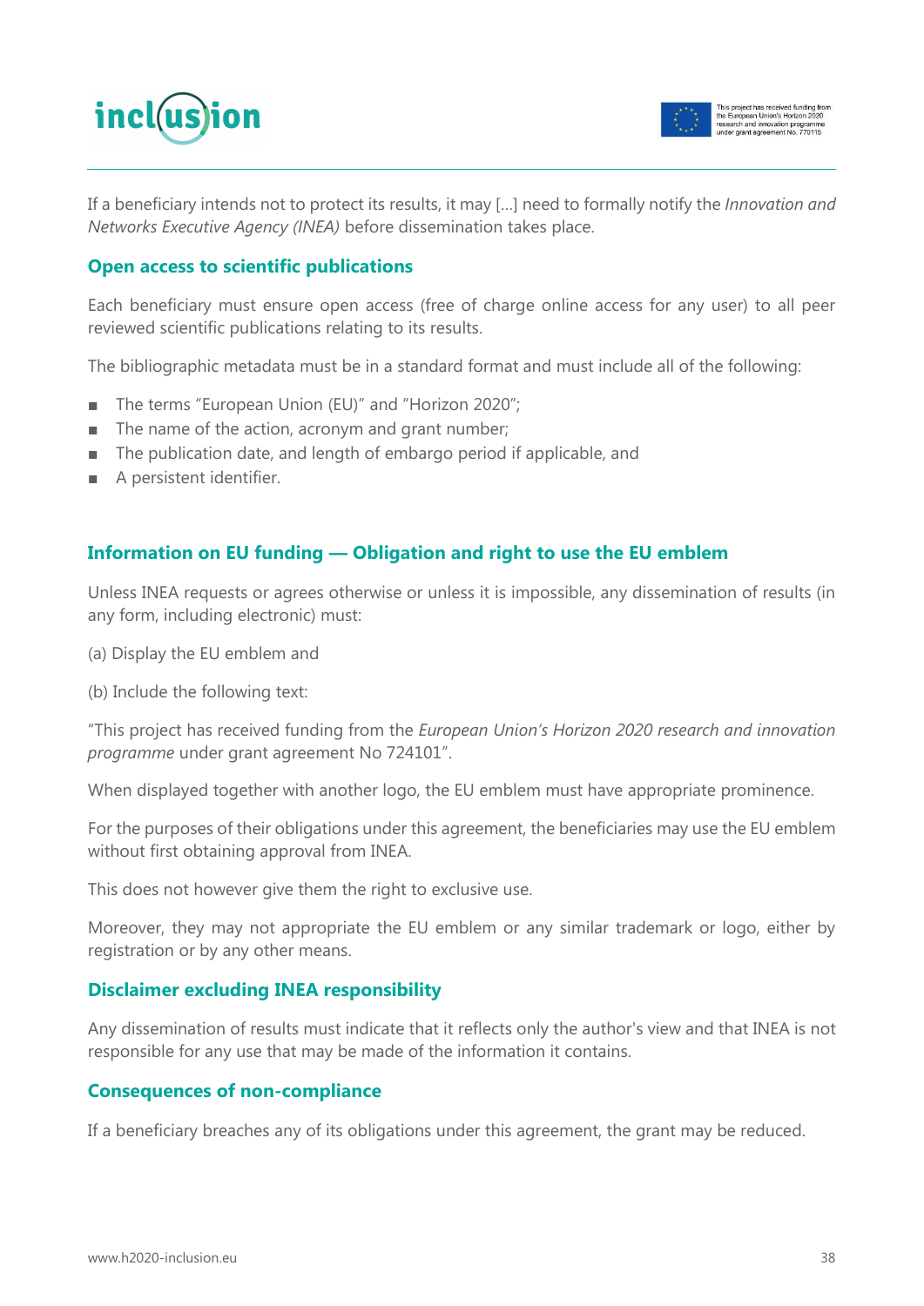If a beneficiary intends not to protect its results, it may [...] need to formally notify the *Innovation and Networks Executive Agency (INEA)* before dissemination takes place.

### Open access to scientific publications

Each beneficiary must ensure open access (free of charge online access for any user) to all peer reviewed scientific publications relating to its results.

The bibliographic metadata must be in a standard format and must include all of the following:

- The terms "European Union (EU)" and "Horizon 2020";
- The name of the action, acronym and grant number;
- The publication date, and length of embargo period if applicable, and
- A persistent identifier.

### Information on EU funding — Obligation and right to use the EU emblem

Unless INEA requests or agrees otherwise or unless it is impossible, any dissemination of results (in any form, including electronic) must:

(a) Display the EU emblem and

(b) Include the following text:

"This project has received funding from the *European Union's Horizon 2020 research and innovation programme* under grant agreement No 724101".

When displayed together with another logo, the EU emblem must have appropriate prominence.

For the purposes of their obligations under this agreement, the beneficiaries may use the EU emblem without first obtaining approval from INEA.

This does not however give them the right to exclusive use.

Moreover, they may not appropriate the EU emblem or any similar trademark or logo, either by registration or by any other means.

### Disclaimer excluding INEA responsibility

Any dissemination of results must indicate that it reflects only the author's view and that INEA is not responsible for any use that may be made of the information it contains.

### Consequences of non-compliance

If a beneficiary breaches any of its obligations under this agreement, the grant may be reduced.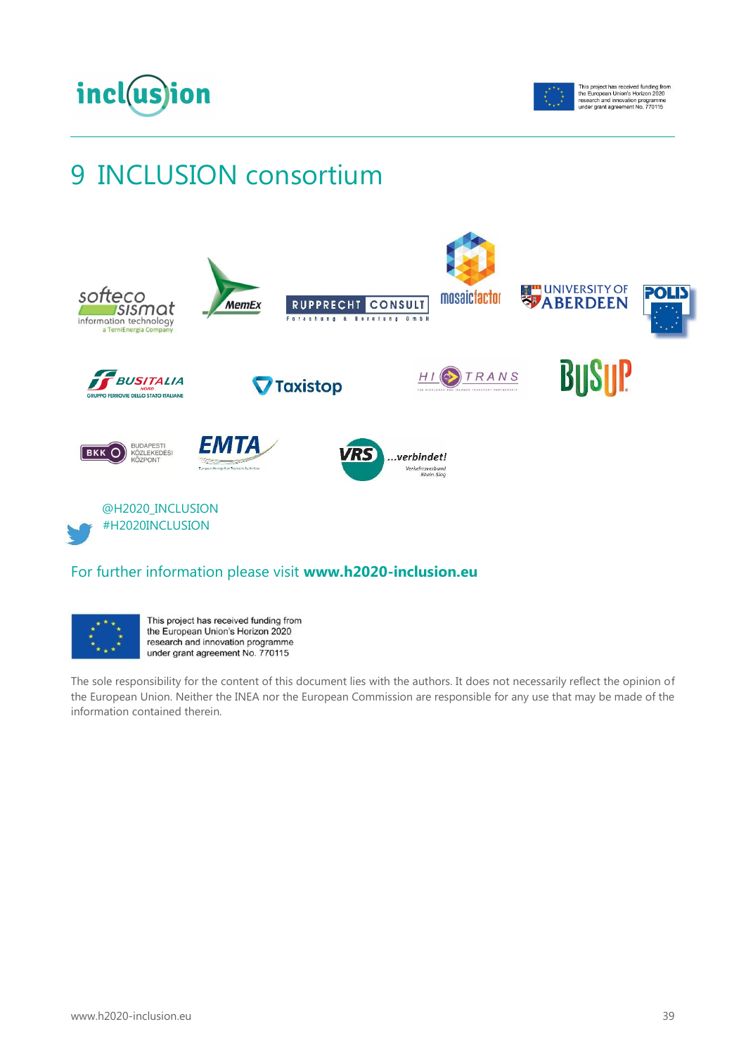# 9 INCLUSION consortium

@H2020_INCLUSION
#H2020INCLUSION

For further information please visit **www.h2020-inclusion.eu**

This project has received funding from the European Union's Horizon 2020 research and innovation programme under grant agreement No. 770115

The sole responsibility for the content of this document lies with the authors. It does not necessarily reflect the opinion of the European Union. Neither the INEA nor the European Commission are responsible for any use that may be made of the information contained therein.